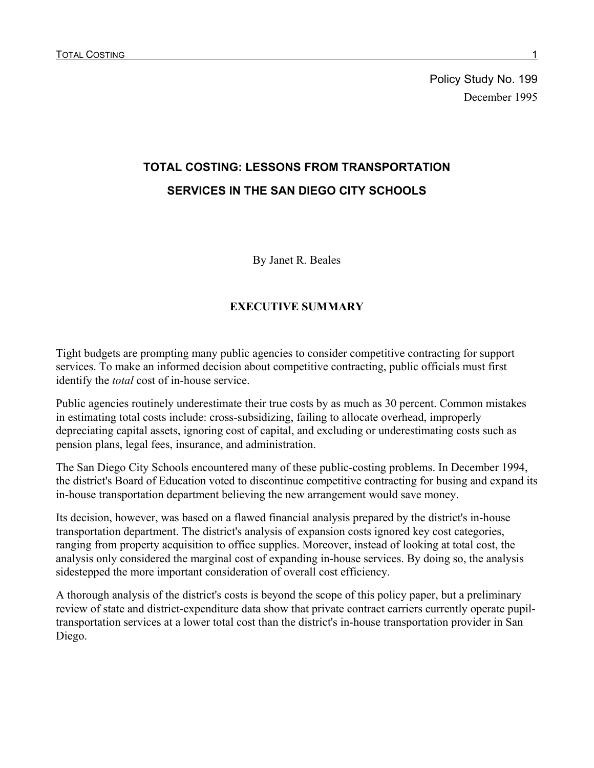Policy Study No. 199

December 1995

# TOTAL COSTING: LESSONS FROM TRANSPORTATION SERVICES IN THE SAN DIEGO CITY SCHOOLS

By Janet R. Beales

## EXECUTIVE SUMMARY

Tight budgets are prompting many public agencies to consider competitive contracting for support services. To make an informed decision about competitive contracting, public officials must first identify the *total* cost of in-house service.

Public agencies routinely underestimate their true costs by as much as 30 percent. Common mistakes in estimating total costs include: cross-subsidizing, failing to allocate overhead, improperly depreciating capital assets, ignoring cost of capital, and excluding or underestimating costs such as pension plans, legal fees, insurance, and administration.

The San Diego City Schools encountered many of these public-costing problems. In December 1994, the district's Board of Education voted to discontinue competitive contracting for busing and expand its in-house transportation department believing the new arrangement would save money.

Its decision, however, was based on a flawed financial analysis prepared by the district's in-house transportation department. The district's analysis of expansion costs ignored key cost categories, ranging from property acquisition to office supplies. Moreover, instead of looking at total cost, the analysis only considered the marginal cost of expanding in-house services. By doing so, the analysis sidestepped the more important consideration of overall cost efficiency.

A thorough analysis of the district's costs is beyond the scope of this policy paper, but a preliminary review of state and district-expenditure data show that private contract carriers currently operate pupil-transportation services at a lower total cost than the district's in-house transportation provider in San Diego.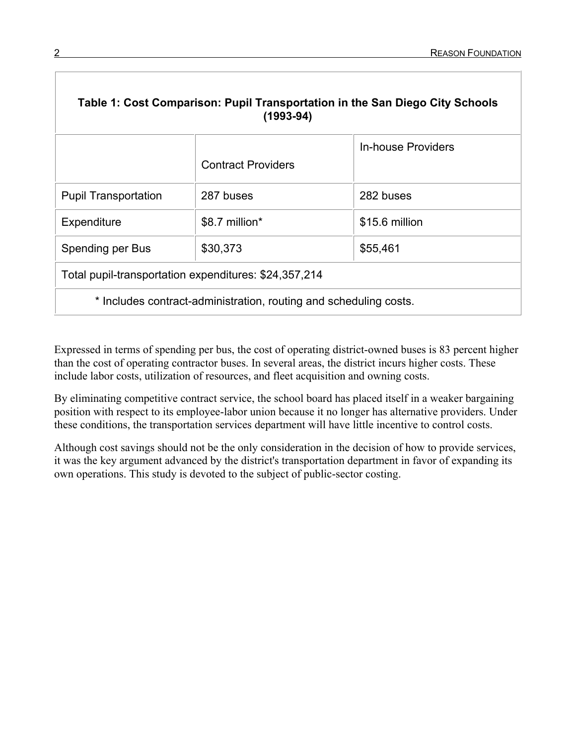**Table 1: Cost Comparison: Pupil Transportation in the San Diego City Schools (1993-94)**

| | Contract Providers | In-house Providers |
|---|---|---|
| Pupil Transportation | 287 buses | 282 buses |
| Expenditure | $8.7 million* | $15.6 million |
| Spending per Bus | $30,373 | $55,461 |
| Total pupil-transportation expenditures: $24,357,214 | | |
| * Includes contract-administration, routing and scheduling costs. | | |

Expressed in terms of spending per bus, the cost of operating district-owned buses is 83 percent higher than the cost of operating contractor buses. In several areas, the district incurs higher costs. These include labor costs, utilization of resources, and fleet acquisition and owning costs.

By eliminating competitive contract service, the school board has placed itself in a weaker bargaining position with respect to its employee-labor union because it no longer has alternative providers. Under these conditions, the transportation services department will have little incentive to control costs.

Although cost savings should not be the only consideration in the decision of how to provide services, it was the key argument advanced by the district's transportation department in favor of expanding its own operations. This study is devoted to the subject of public-sector costing.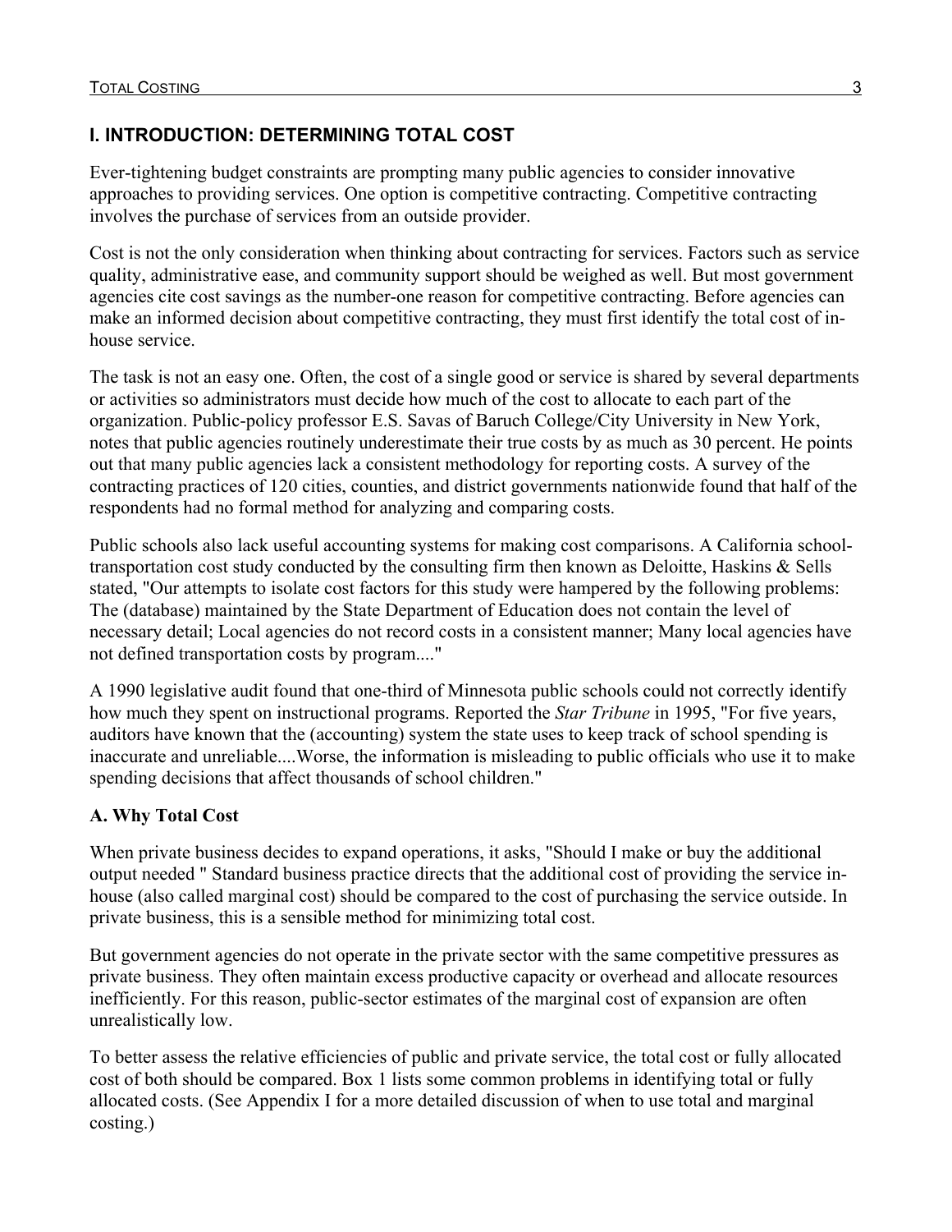## I. INTRODUCTION: DETERMINING TOTAL COST

Ever-tightening budget constraints are prompting many public agencies to consider innovative approaches to providing services. One option is competitive contracting. Competitive contracting involves the purchase of services from an outside provider.

Cost is not the only consideration when thinking about contracting for services. Factors such as service quality, administrative ease, and community support should be weighed as well. But most government agencies cite cost savings as the number-one reason for competitive contracting. Before agencies can make an informed decision about competitive contracting, they must first identify the total cost of in-house service.

The task is not an easy one. Often, the cost of a single good or service is shared by several departments or activities so administrators must decide how much of the cost to allocate to each part of the organization. Public-policy professor E.S. Savas of Baruch College/City University in New York, notes that public agencies routinely underestimate their true costs by as much as 30 percent. He points out that many public agencies lack a consistent methodology for reporting costs. A survey of the contracting practices of 120 cities, counties, and district governments nationwide found that half of the respondents had no formal method for analyzing and comparing costs.

Public schools also lack useful accounting systems for making cost comparisons. A California school-transportation cost study conducted by the consulting firm then known as Deloitte, Haskins & Sells stated, "Our attempts to isolate cost factors for this study were hampered by the following problems: The (database) maintained by the State Department of Education does not contain the level of necessary detail; Local agencies do not record costs in a consistent manner; Many local agencies have not defined transportation costs by program...."

A 1990 legislative audit found that one-third of Minnesota public schools could not correctly identify how much they spent on instructional programs. Reported the *Star Tribune* in 1995, "For five years, auditors have known that the (accounting) system the state uses to keep track of school spending is inaccurate and unreliable....Worse, the information is misleading to public officials who use it to make spending decisions that affect thousands of school children."

### A. Why Total Cost

When private business decides to expand operations, it asks, "Should I make or buy the additional output needed " Standard business practice directs that the additional cost of providing the service in-house (also called marginal cost) should be compared to the cost of purchasing the service outside. In private business, this is a sensible method for minimizing total cost.

But government agencies do not operate in the private sector with the same competitive pressures as private business. They often maintain excess productive capacity or overhead and allocate resources inefficiently. For this reason, public-sector estimates of the marginal cost of expansion are often unrealistically low.

To better assess the relative efficiencies of public and private service, the total cost or fully allocated cost of both should be compared. Box 1 lists some common problems in identifying total or fully allocated costs. (See Appendix I for a more detailed discussion of when to use total and marginal costing.)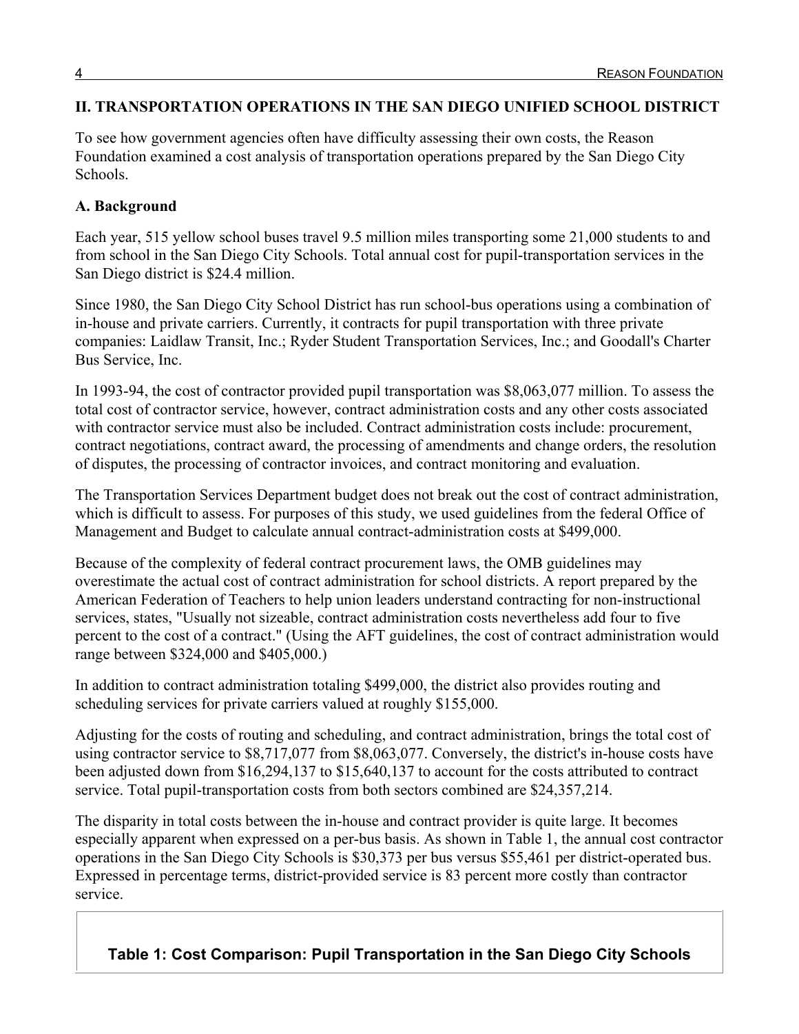## II. TRANSPORTATION OPERATIONS IN THE SAN DIEGO UNIFIED SCHOOL DISTRICT

To see how government agencies often have difficulty assessing their own costs, the Reason Foundation examined a cost analysis of transportation operations prepared by the San Diego City Schools.

### A. Background

Each year, 515 yellow school buses travel 9.5 million miles transporting some 21,000 students to and from school in the San Diego City Schools. Total annual cost for pupil-transportation services in the San Diego district is $24.4 million.

Since 1980, the San Diego City School District has run school-bus operations using a combination of in-house and private carriers. Currently, it contracts for pupil transportation with three private companies: Laidlaw Transit, Inc.; Ryder Student Transportation Services, Inc.; and Goodall's Charter Bus Service, Inc.

In 1993-94, the cost of contractor provided pupil transportation was $8,063,077 million. To assess the total cost of contractor service, however, contract administration costs and any other costs associated with contractor service must also be included. Contract administration costs include: procurement, contract negotiations, contract award, the processing of amendments and change orders, the resolution of disputes, the processing of contractor invoices, and contract monitoring and evaluation.

The Transportation Services Department budget does not break out the cost of contract administration, which is difficult to assess. For purposes of this study, we used guidelines from the federal Office of Management and Budget to calculate annual contract-administration costs at $499,000.

Because of the complexity of federal contract procurement laws, the OMB guidelines may overestimate the actual cost of contract administration for school districts. A report prepared by the American Federation of Teachers to help union leaders understand contracting for non-instructional services, states, "Usually not sizeable, contract administration costs nevertheless add four to five percent to the cost of a contract." (Using the AFT guidelines, the cost of contract administration would range between $324,000 and $405,000.)

In addition to contract administration totaling $499,000, the district also provides routing and scheduling services for private carriers valued at roughly $155,000.

Adjusting for the costs of routing and scheduling, and contract administration, brings the total cost of using contractor service to $8,717,077 from $8,063,077. Conversely, the district's in-house costs have been adjusted down from $16,294,137 to $15,640,137 to account for the costs attributed to contract service. Total pupil-transportation costs from both sectors combined are $24,357,214.

The disparity in total costs between the in-house and contract provider is quite large. It becomes especially apparent when expressed on a per-bus basis. As shown in Table 1, the annual cost contractor operations in the San Diego City Schools is $30,373 per bus versus $55,461 per district-operated bus. Expressed in percentage terms, district-provided service is 83 percent more costly than contractor service.

**Table 1: Cost Comparison: Pupil Transportation in the San Diego City Schools**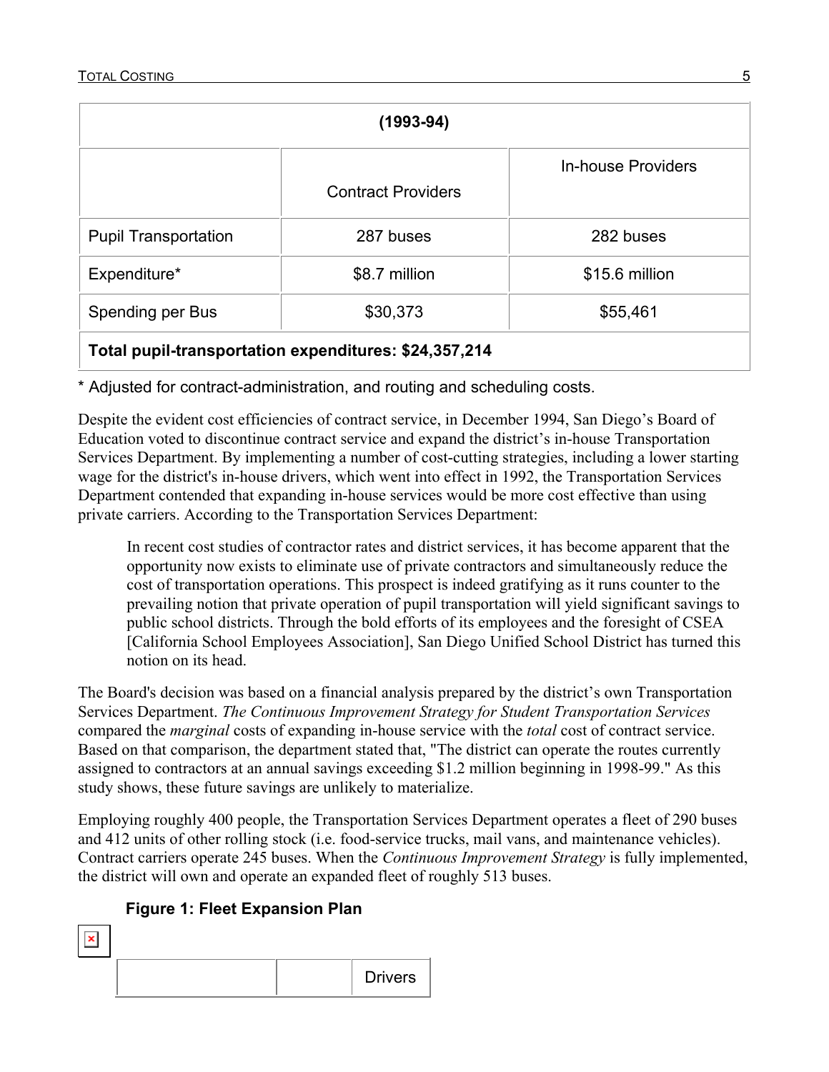| (1993-94) | | |
|---|---|---|
| | Contract Providers | In-house Providers |
| Pupil Transportation | 287 buses | 282 buses |
| Expenditure* | $8.7 million | $15.6 million |
| Spending per Bus | $30,373 | $55,461 |
| **Total pupil-transportation expenditures: $24,357,214** | | |

* Adjusted for contract-administration, and routing and scheduling costs.

Despite the evident cost efficiencies of contract service, in December 1994, San Diego's Board of Education voted to discontinue contract service and expand the district's in-house Transportation Services Department. By implementing a number of cost-cutting strategies, including a lower starting wage for the district's in-house drivers, which went into effect in 1992, the Transportation Services Department contended that expanding in-house services would be more cost effective than using private carriers. According to the Transportation Services Department:

> In recent cost studies of contractor rates and district services, it has become apparent that the opportunity now exists to eliminate use of private contractors and simultaneously reduce the cost of transportation operations. This prospect is indeed gratifying as it runs counter to the prevailing notion that private operation of pupil transportation will yield significant savings to public school districts. Through the bold efforts of its employees and the foresight of CSEA [California School Employees Association], San Diego Unified School District has turned this notion on its head.

The Board's decision was based on a financial analysis prepared by the district's own Transportation Services Department. *The Continuous Improvement Strategy for Student Transportation Services* compared the *marginal* costs of expanding in-house service with the *total* cost of contract service. Based on that comparison, the department stated that, "The district can operate the routes currently assigned to contractors at an annual savings exceeding $1.2 million beginning in 1998-99." As this study shows, these future savings are unlikely to materialize.

Employing roughly 400 people, the Transportation Services Department operates a fleet of 290 buses and 412 units of other rolling stock (i.e. food-service trucks, mail vans, and maintenance vehicles). Contract carriers operate 245 buses. When the *Continuous Improvement Strategy* is fully implemented, the district will own and operate an expanded fleet of roughly 513 buses.

**Figure 1: Fleet Expansion Plan**

| | | Drivers |
|---|---|---|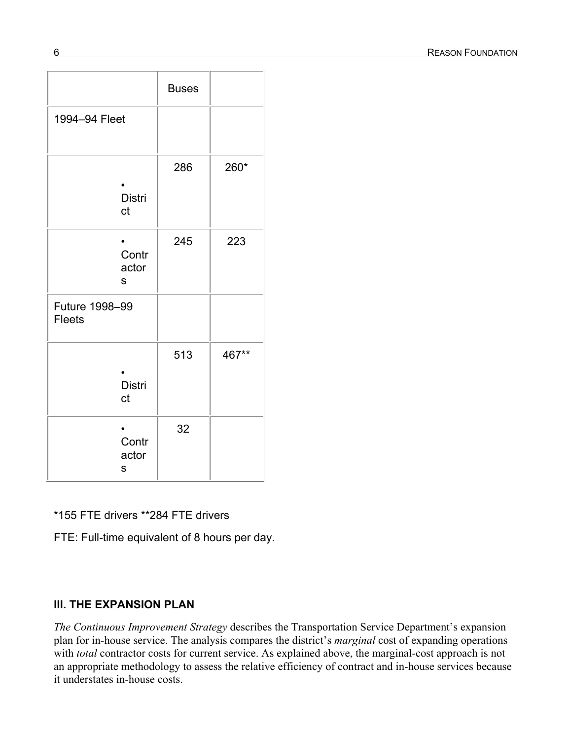| | Buses | |
|---|---|---|
| 1994–94 Fleet | | |
| • District | 286 | 260* |
| • Contractors | 245 | 223 |
| Future 1998–99 Fleets | | |
| • District | 513 | 467** |
| • Contractors | 32 | |

*155 FTE drivers **284 FTE drivers

FTE: Full-time equivalent of 8 hours per day.

### III. THE EXPANSION PLAN

*The Continuous Improvement Strategy* describes the Transportation Service Department's expansion plan for in-house service. The analysis compares the district's *marginal* cost of expanding operations with *total* contractor costs for current service. As explained above, the marginal-cost approach is not an appropriate methodology to assess the relative efficiency of contract and in-house services because it understates in-house costs.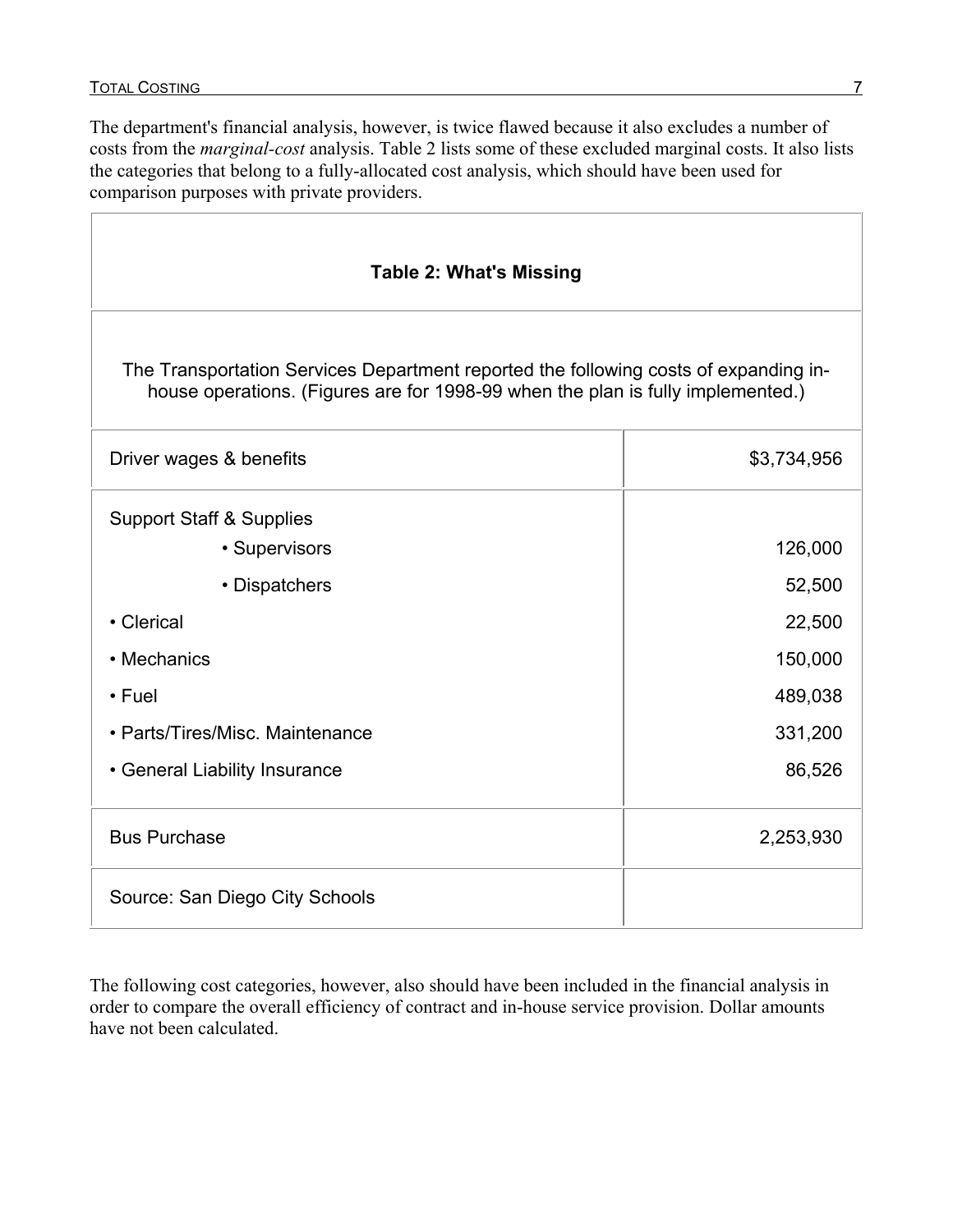The department's financial analysis, however, is twice flawed because it also excludes a number of costs from the *marginal-cost* analysis. Table 2 lists some of these excluded marginal costs. It also lists the categories that belong to a fully-allocated cost analysis, which should have been used for comparison purposes with private providers.

| **Table 2: What's Missing** | |
|---|---|
| The Transportation Services Department reported the following costs of expanding in-house operations. (Figures are for 1998-99 when the plan is fully implemented.) | |
| Driver wages & benefits | $3,734,956 |
| Support Staff & Supplies | |
| • Supervisors | 126,000 |
| • Dispatchers | 52,500 |
| • Clerical | 22,500 |
| • Mechanics | 150,000 |
| • Fuel | 489,038 |
| • Parts/Tires/Misc. Maintenance | 331,200 |
| • General Liability Insurance | 86,526 |
| Bus Purchase | 2,253,930 |
| Source: San Diego City Schools | |

The following cost categories, however, also should have been included in the financial analysis in order to compare the overall efficiency of contract and in-house service provision. Dollar amounts have not been calculated.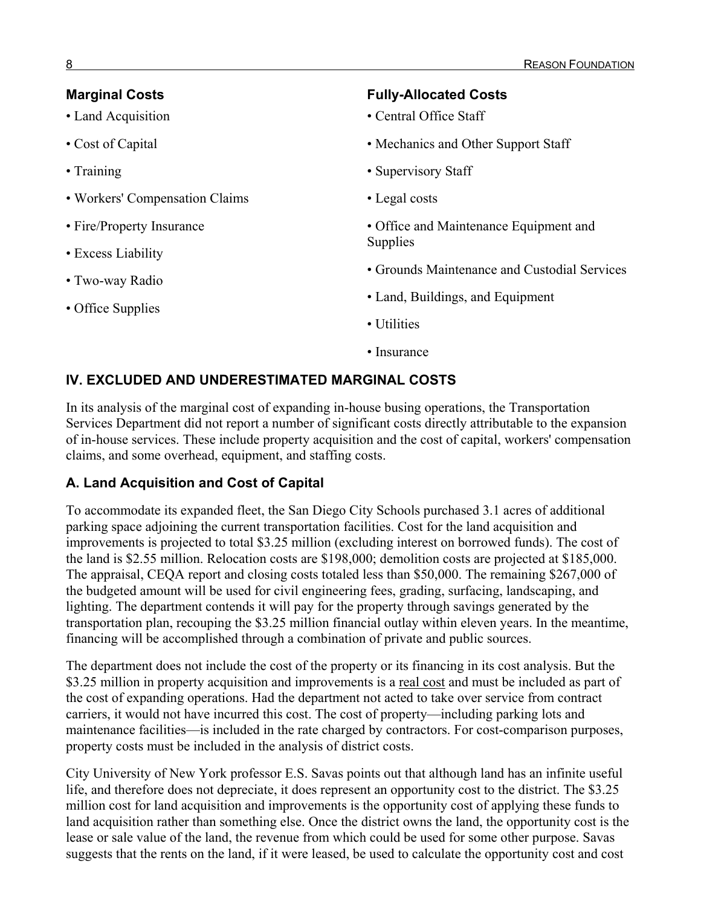**Marginal Costs**

- Land Acquisition
- Cost of Capital
- Training
- Workers' Compensation Claims
- Fire/Property Insurance
- Excess Liability
- Two-way Radio
- Office Supplies

**Fully-Allocated Costs**

- Central Office Staff
- Mechanics and Other Support Staff
- Supervisory Staff
- Legal costs
- Office and Maintenance Equipment and Supplies
- Grounds Maintenance and Custodial Services
- Land, Buildings, and Equipment
- Utilities
- Insurance

## IV. EXCLUDED AND UNDERESTIMATED MARGINAL COSTS

In its analysis of the marginal cost of expanding in-house busing operations, the Transportation Services Department did not report a number of significant costs directly attributable to the expansion of in-house services. These include property acquisition and the cost of capital, workers' compensation claims, and some overhead, equipment, and staffing costs.

### A. Land Acquisition and Cost of Capital

To accommodate its expanded fleet, the San Diego City Schools purchased 3.1 acres of additional parking space adjoining the current transportation facilities. Cost for the land acquisition and improvements is projected to total $3.25 million (excluding interest on borrowed funds). The cost of the land is $2.55 million. Relocation costs are $198,000; demolition costs are projected at $185,000. The appraisal, CEQA report and closing costs totaled less than $50,000. The remaining $267,000 of the budgeted amount will be used for civil engineering fees, grading, surfacing, landscaping, and lighting. The department contends it will pay for the property through savings generated by the transportation plan, recouping the $3.25 million financial outlay within eleven years. In the meantime, financing will be accomplished through a combination of private and public sources.

The department does not include the cost of the property or its financing in its cost analysis. But the $3.25 million in property acquisition and improvements is a real cost and must be included as part of the cost of expanding operations. Had the department not acted to take over service from contract carriers, it would not have incurred this cost. The cost of property—including parking lots and maintenance facilities—is included in the rate charged by contractors. For cost-comparison purposes, property costs must be included in the analysis of district costs.

City University of New York professor E.S. Savas points out that although land has an infinite useful life, and therefore does not depreciate, it does represent an opportunity cost to the district. The $3.25 million cost for land acquisition and improvements is the opportunity cost of applying these funds to land acquisition rather than something else. Once the district owns the land, the opportunity cost is the lease or sale value of the land, the revenue from which could be used for some other purpose. Savas suggests that the rents on the land, if it were leased, be used to calculate the opportunity cost and cost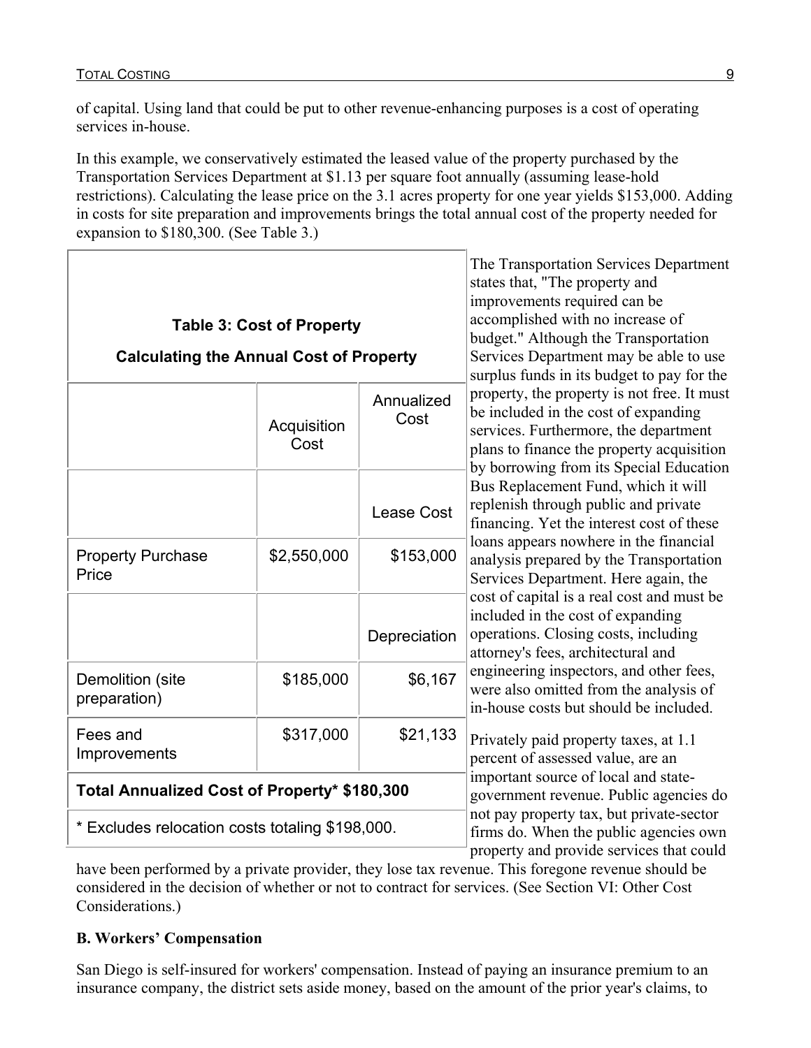of capital. Using land that could be put to other revenue-enhancing purposes is a cost of operating services in-house.

In this example, we conservatively estimated the leased value of the property purchased by the Transportation Services Department at $1.13 per square foot annually (assuming lease-hold restrictions). Calculating the lease price on the 3.1 acres property for one year yields $153,000. Adding in costs for site preparation and improvements brings the total annual cost of the property needed for expansion to $180,300. (See Table 3.)

**Table 3: Cost of Property**

**Calculating the Annual Cost of Property**

| | Acquisition Cost | Annualized Cost |
|---|---|---|
| | | Lease Cost |
| Property Purchase Price | $2,550,000 | $153,000 |
| | | Depreciation |
| Demolition (site preparation) | $185,000 | $6,167 |
| Fees and Improvements | $317,000 | $21,133 |
| **Total Annualized Cost of Property* $180,300** | | |
| * Excludes relocation costs totaling $198,000. | | |

The Transportation Services Department states that, "The property and improvements required can be accomplished with no increase of budget." Although the Transportation Services Department may be able to use surplus funds in its budget to pay for the property, the property is not free. It must be included in the cost of expanding services. Furthermore, the department plans to finance the property acquisition by borrowing from its Special Education Bus Replacement Fund, which it will replenish through public and private financing. Yet the interest cost of these loans appears nowhere in the financial analysis prepared by the Transportation Services Department. Here again, the cost of capital is a real cost and must be included in the cost of expanding operations. Closing costs, including attorney's fees, architectural and engineering inspectors, and other fees, were also omitted from the analysis of in-house costs but should be included.

Privately paid property taxes, at 1.1 percent of assessed value, are an important source of local and state-government revenue. Public agencies do not pay property tax, but private-sector firms do. When the public agencies own property and provide services that could have been performed by a private provider, they lose tax revenue. This foregone revenue should be considered in the decision of whether or not to contract for services. (See Section VI: Other Cost Considerations.)

### B. Workers' Compensation

San Diego is self-insured for workers' compensation. Instead of paying an insurance premium to an insurance company, the district sets aside money, based on the amount of the prior year's claims, to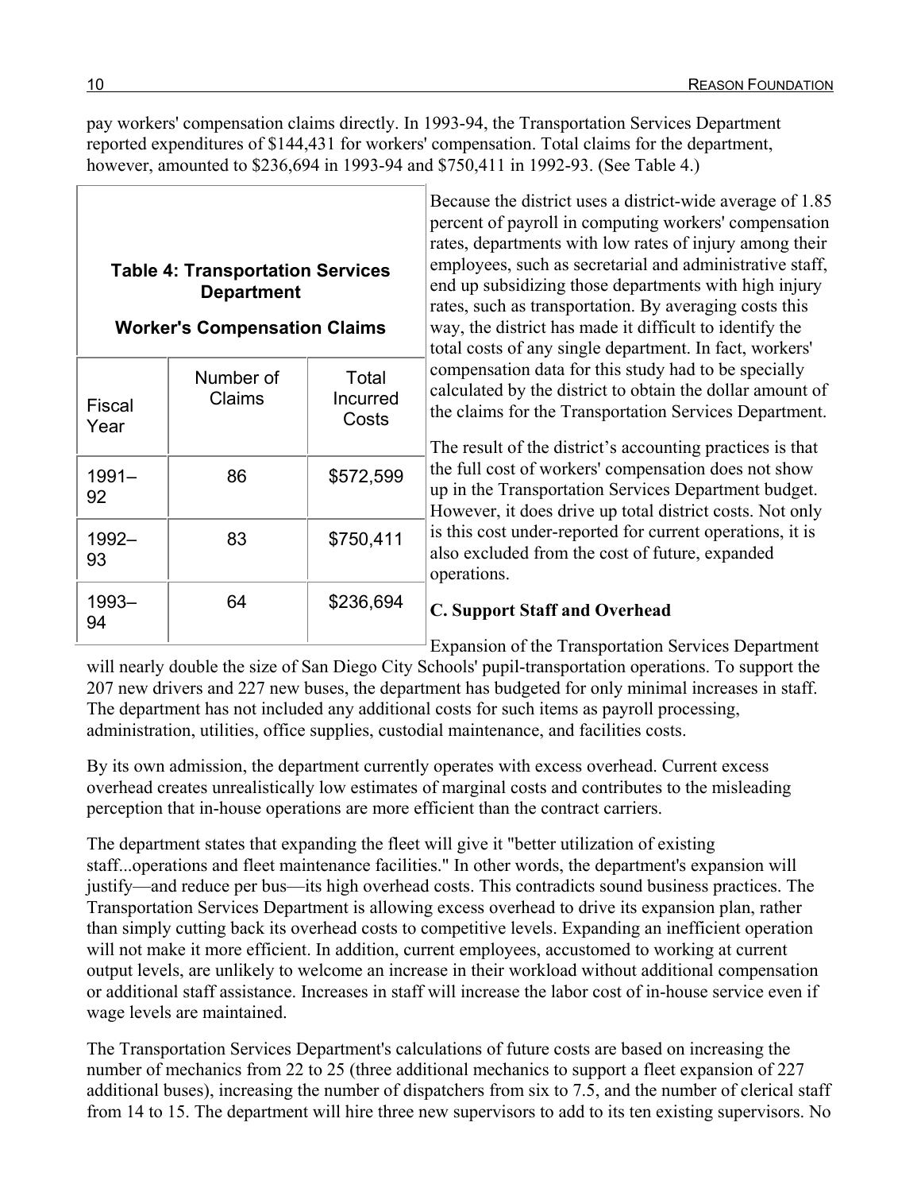pay workers' compensation claims directly. In 1993-94, the Transportation Services Department reported expenditures of $144,431 for workers' compensation. Total claims for the department, however, amounted to $236,694 in 1993-94 and $750,411 in 1992-93. (See Table 4.)

**Table 4: Transportation Services Department**

**Worker's Compensation Claims**

| Fiscal Year | Number of Claims | Total Incurred Costs |
|---|---|---|
| 1991–92 | 86 | $572,599 |
| 1992–93 | 83 | $750,411 |
| 1993–94 | 64 | $236,694 |

Because the district uses a district-wide average of 1.85 percent of payroll in computing workers' compensation rates, departments with low rates of injury among their employees, such as secretarial and administrative staff, end up subsidizing those departments with high injury rates, such as transportation. By averaging costs this way, the district has made it difficult to identify the total costs of any single department. In fact, workers' compensation data for this study had to be specially calculated by the district to obtain the dollar amount of the claims for the Transportation Services Department.

The result of the district's accounting practices is that the full cost of workers' compensation does not show up in the Transportation Services Department budget. However, it does drive up total district costs. Not only is this cost under-reported for current operations, it is also excluded from the cost of future, expanded operations.

### C. Support Staff and Overhead

Expansion of the Transportation Services Department will nearly double the size of San Diego City Schools' pupil-transportation operations. To support the 207 new drivers and 227 new buses, the department has budgeted for only minimal increases in staff. The department has not included any additional costs for such items as payroll processing, administration, utilities, office supplies, custodial maintenance, and facilities costs.

By its own admission, the department currently operates with excess overhead. Current excess overhead creates unrealistically low estimates of marginal costs and contributes to the misleading perception that in-house operations are more efficient than the contract carriers.

The department states that expanding the fleet will give it "better utilization of existing staff...operations and fleet maintenance facilities." In other words, the department's expansion will justify—and reduce per bus—its high overhead costs. This contradicts sound business practices. The Transportation Services Department is allowing excess overhead to drive its expansion plan, rather than simply cutting back its overhead costs to competitive levels. Expanding an inefficient operation will not make it more efficient. In addition, current employees, accustomed to working at current output levels, are unlikely to welcome an increase in their workload without additional compensation or additional staff assistance. Increases in staff will increase the labor cost of in-house service even if wage levels are maintained.

The Transportation Services Department's calculations of future costs are based on increasing the number of mechanics from 22 to 25 (three additional mechanics to support a fleet expansion of 227 additional buses), increasing the number of dispatchers from six to 7.5, and the number of clerical staff from 14 to 15. The department will hire three new supervisors to add to its ten existing supervisors. No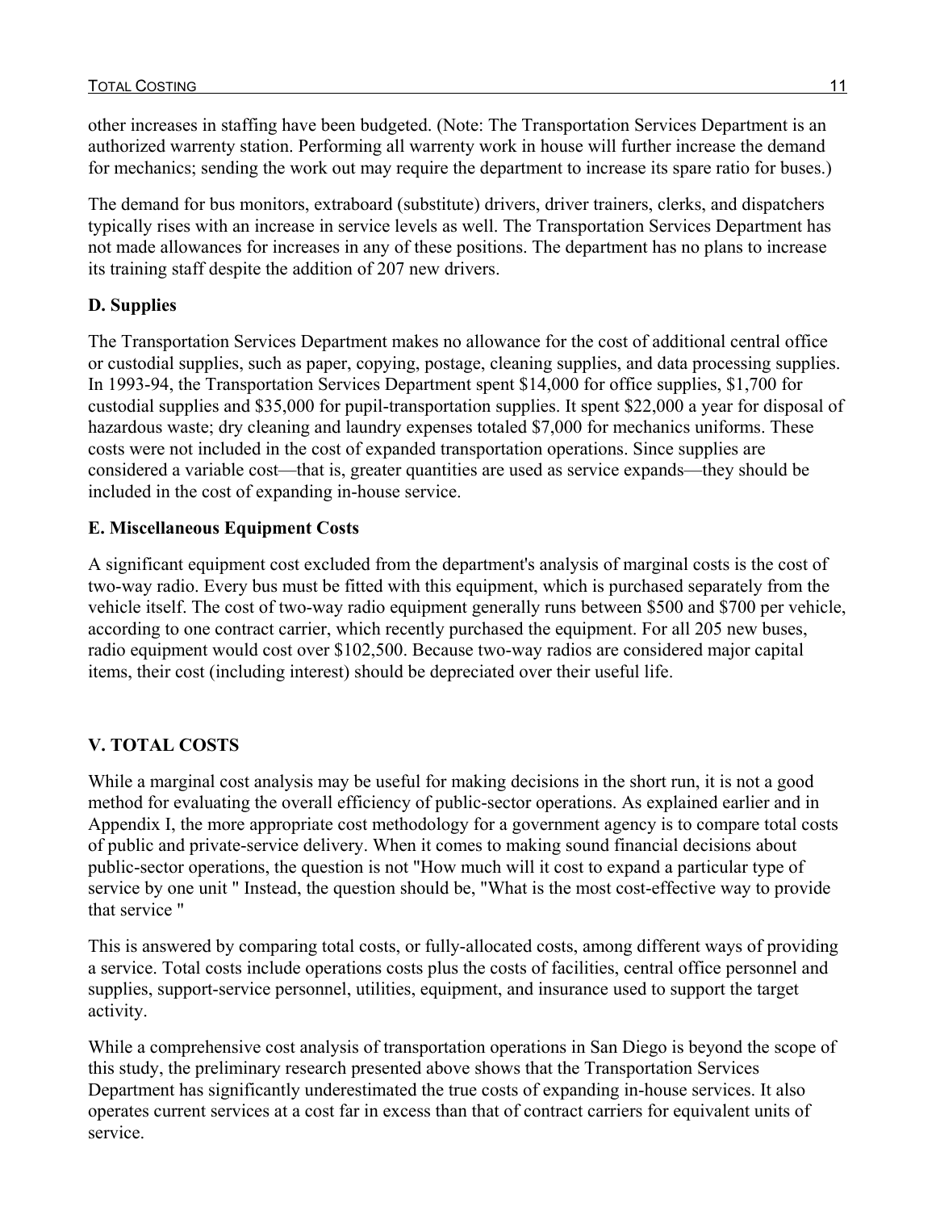other increases in staffing have been budgeted. (Note: The Transportation Services Department is an authorized warrenty station. Performing all warrenty work in house will further increase the demand for mechanics; sending the work out may require the department to increase its spare ratio for buses.)

The demand for bus monitors, extraboard (substitute) drivers, driver trainers, clerks, and dispatchers typically rises with an increase in service levels as well. The Transportation Services Department has not made allowances for increases in any of these positions. The department has no plans to increase its training staff despite the addition of 207 new drivers.

**D. Supplies**

The Transportation Services Department makes no allowance for the cost of additional central office or custodial supplies, such as paper, copying, postage, cleaning supplies, and data processing supplies. In 1993-94, the Transportation Services Department spent $14,000 for office supplies, $1,700 for custodial supplies and $35,000 for pupil-transportation supplies. It spent $22,000 a year for disposal of hazardous waste; dry cleaning and laundry expenses totaled $7,000 for mechanics uniforms. These costs were not included in the cost of expanded transportation operations. Since supplies are considered a variable cost—that is, greater quantities are used as service expands—they should be included in the cost of expanding in-house service.

**E. Miscellaneous Equipment Costs**

A significant equipment cost excluded from the department's analysis of marginal costs is the cost of two-way radio. Every bus must be fitted with this equipment, which is purchased separately from the vehicle itself. The cost of two-way radio equipment generally runs between $500 and $700 per vehicle, according to one contract carrier, which recently purchased the equipment. For all 205 new buses, radio equipment would cost over $102,500. Because two-way radios are considered major capital items, their cost (including interest) should be depreciated over their useful life.

## V. TOTAL COSTS

While a marginal cost analysis may be useful for making decisions in the short run, it is not a good method for evaluating the overall efficiency of public-sector operations. As explained earlier and in Appendix I, the more appropriate cost methodology for a government agency is to compare total costs of public and private-service delivery. When it comes to making sound financial decisions about public-sector operations, the question is not "How much will it cost to expand a particular type of service by one unit " Instead, the question should be, "What is the most cost-effective way to provide that service "

This is answered by comparing total costs, or fully-allocated costs, among different ways of providing a service. Total costs include operations costs plus the costs of facilities, central office personnel and supplies, support-service personnel, utilities, equipment, and insurance used to support the target activity.

While a comprehensive cost analysis of transportation operations in San Diego is beyond the scope of this study, the preliminary research presented above shows that the Transportation Services Department has significantly underestimated the true costs of expanding in-house services. It also operates current services at a cost far in excess than that of contract carriers for equivalent units of service.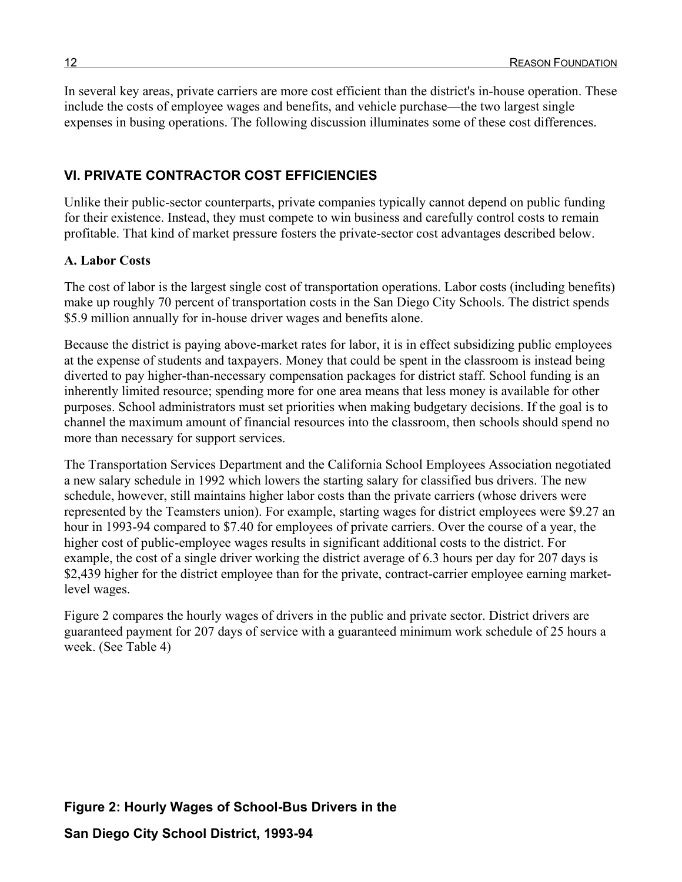In several key areas, private carriers are more cost efficient than the district's in-house operation. These include the costs of employee wages and benefits, and vehicle purchase—the two largest single expenses in busing operations. The following discussion illuminates some of these cost differences.

## VI. PRIVATE CONTRACTOR COST EFFICIENCIES

Unlike their public-sector counterparts, private companies typically cannot depend on public funding for their existence. Instead, they must compete to win business and carefully control costs to remain profitable. That kind of market pressure fosters the private-sector cost advantages described below.

### A. Labor Costs

The cost of labor is the largest single cost of transportation operations. Labor costs (including benefits) make up roughly 70 percent of transportation costs in the San Diego City Schools. The district spends \$5.9 million annually for in-house driver wages and benefits alone.

Because the district is paying above-market rates for labor, it is in effect subsidizing public employees at the expense of students and taxpayers. Money that could be spent in the classroom is instead being diverted to pay higher-than-necessary compensation packages for district staff. School funding is an inherently limited resource; spending more for one area means that less money is available for other purposes. School administrators must set priorities when making budgetary decisions. If the goal is to channel the maximum amount of financial resources into the classroom, then schools should spend no more than necessary for support services.

The Transportation Services Department and the California School Employees Association negotiated a new salary schedule in 1992 which lowers the starting salary for classified bus drivers. The new schedule, however, still maintains higher labor costs than the private carriers (whose drivers were represented by the Teamsters union). For example, starting wages for district employees were \$9.27 an hour in 1993-94 compared to \$7.40 for employees of private carriers. Over the course of a year, the higher cost of public-employee wages results in significant additional costs to the district. For example, the cost of a single driver working the district average of 6.3 hours per day for 207 days is \$2,439 higher for the district employee than for the private, contract-carrier employee earning market-level wages.

Figure 2 compares the hourly wages of drivers in the public and private sector. District drivers are guaranteed payment for 207 days of service with a guaranteed minimum work schedule of 25 hours a week. (See Table 4)

**Figure 2: Hourly Wages of School-Bus Drivers in the San Diego City School District, 1993-94**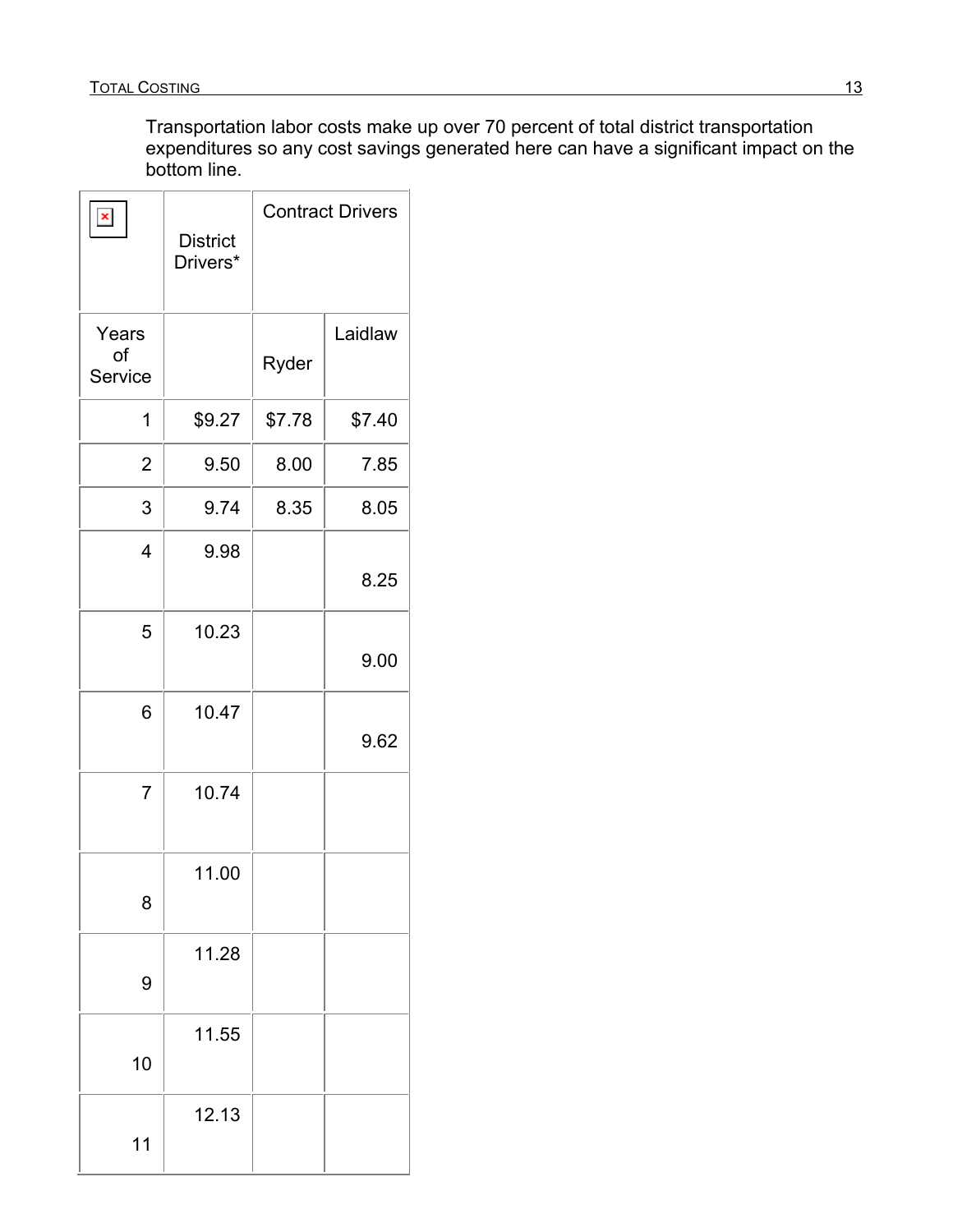Transportation labor costs make up over 70 percent of total district transportation expenditures so any cost savings generated here can have a significant impact on the bottom line.

| | District Drivers* | Contract Drivers | |
|---|---|---|---|
| Years of Service | | Ryder | Laidlaw |
| 1 | $9.27 | $7.78 | $7.40 |
| 2 | 9.50 | 8.00 | 7.85 |
| 3 | 9.74 | 8.35 | 8.05 |
| 4 | 9.98 | | 8.25 |
| 5 | 10.23 | | 9.00 |
| 6 | 10.47 | | 9.62 |
| 7 | 10.74 | | |
| 8 | 11.00 | | |
| 9 | 11.28 | | |
| 10 | 11.55 | | |
| 11 | 12.13 | | |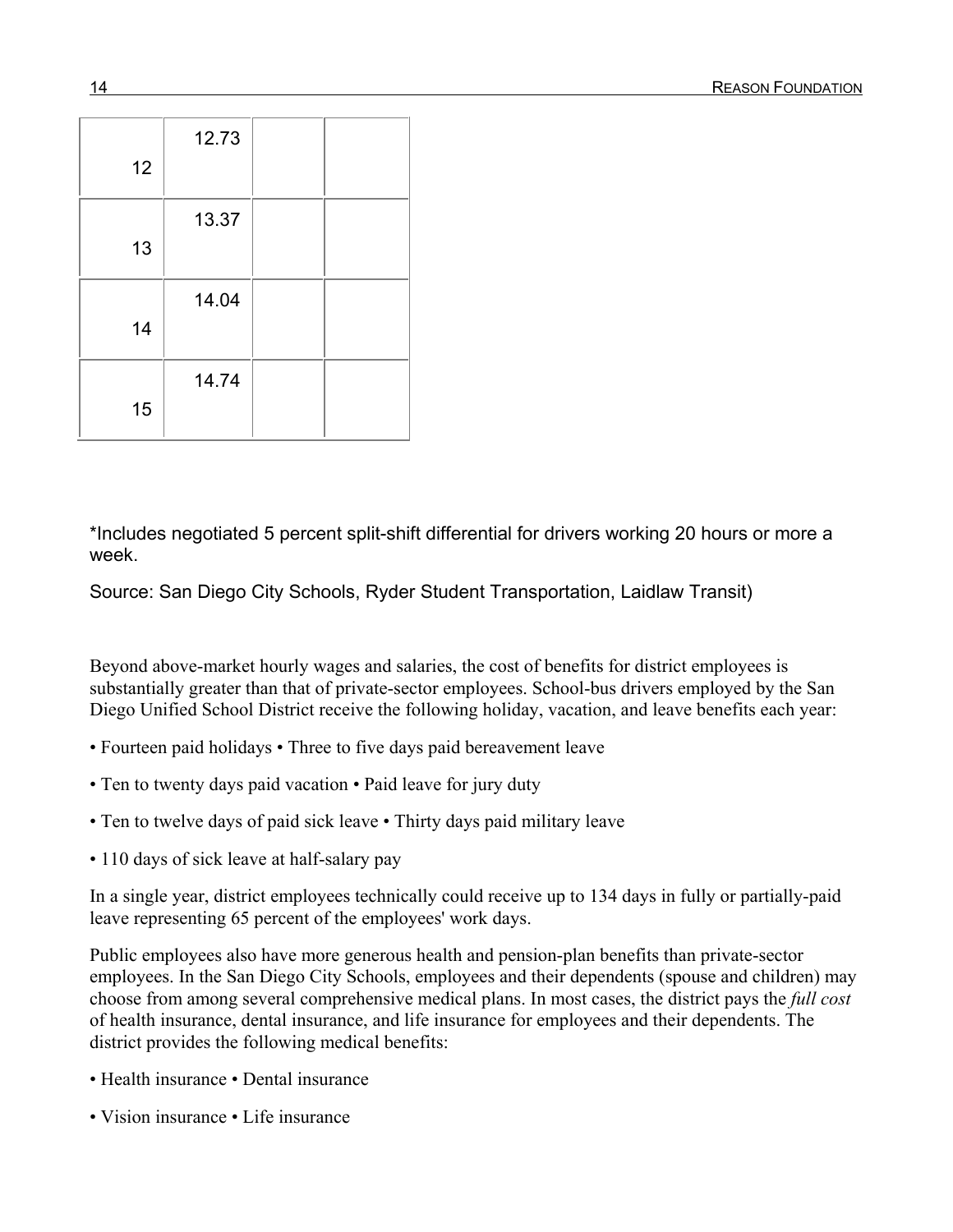| | | | |
|---|---|---|---|
| 12 | 12.73 | | |
| 13 | 13.37 | | |
| 14 | 14.04 | | |
| 15 | 14.74 | | |

*Includes negotiated 5 percent split-shift differential for drivers working 20 hours or more a week.

Source: San Diego City Schools, Ryder Student Transportation, Laidlaw Transit)

Beyond above-market hourly wages and salaries, the cost of benefits for district employees is substantially greater than that of private-sector employees. School-bus drivers employed by the San Diego Unified School District receive the following holiday, vacation, and leave benefits each year:

• Fourteen paid holidays • Three to five days paid bereavement leave

• Ten to twenty days paid vacation • Paid leave for jury duty

• Ten to twelve days of paid sick leave • Thirty days paid military leave

• 110 days of sick leave at half-salary pay

In a single year, district employees technically could receive up to 134 days in fully or partially-paid leave representing 65 percent of the employees' work days.

Public employees also have more generous health and pension-plan benefits than private-sector employees. In the San Diego City Schools, employees and their dependents (spouse and children) may choose from among several comprehensive medical plans. In most cases, the district pays the *full cost* of health insurance, dental insurance, and life insurance for employees and their dependents. The district provides the following medical benefits:

• Health insurance • Dental insurance

• Vision insurance • Life insurance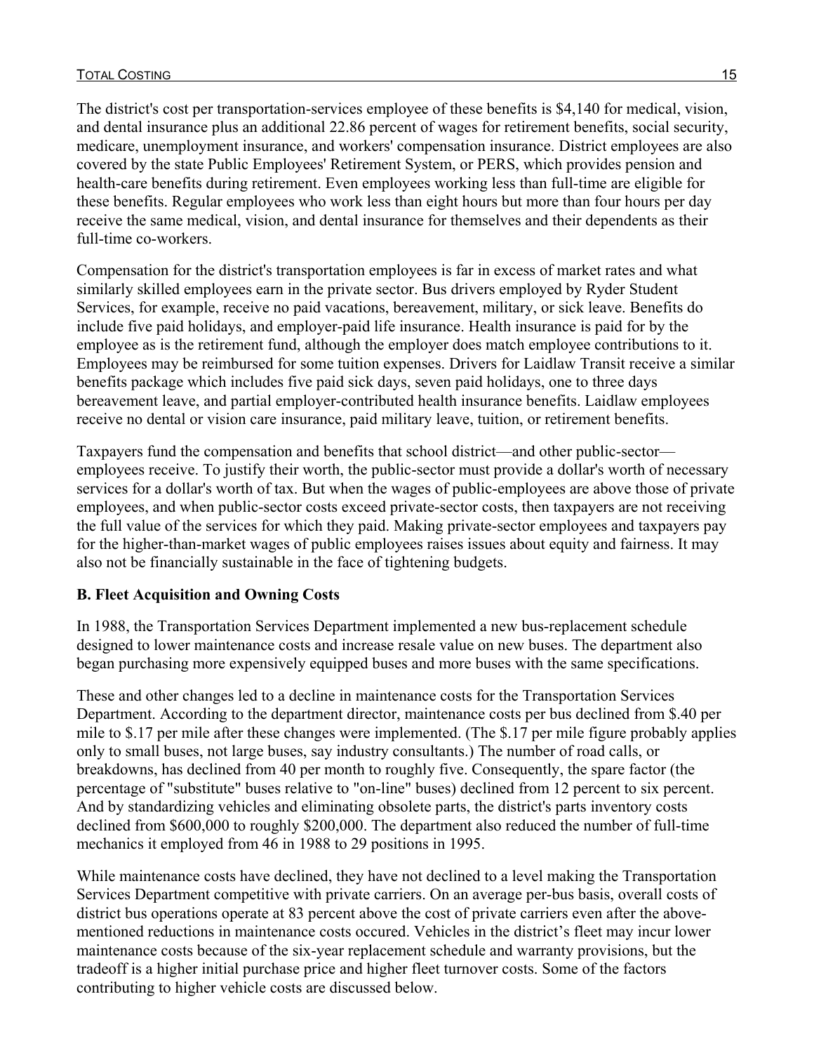The district's cost per transportation-services employee of these benefits is $4,140 for medical, vision, and dental insurance plus an additional 22.86 percent of wages for retirement benefits, social security, medicare, unemployment insurance, and workers' compensation insurance. District employees are also covered by the state Public Employees' Retirement System, or PERS, which provides pension and health-care benefits during retirement. Even employees working less than full-time are eligible for these benefits. Regular employees who work less than eight hours but more than four hours per day receive the same medical, vision, and dental insurance for themselves and their dependents as their full-time co-workers.

Compensation for the district's transportation employees is far in excess of market rates and what similarly skilled employees earn in the private sector. Bus drivers employed by Ryder Student Services, for example, receive no paid vacations, bereavement, military, or sick leave. Benefits do include five paid holidays, and employer-paid life insurance. Health insurance is paid for by the employee as is the retirement fund, although the employer does match employee contributions to it. Employees may be reimbursed for some tuition expenses. Drivers for Laidlaw Transit receive a similar benefits package which includes five paid sick days, seven paid holidays, one to three days bereavement leave, and partial employer-contributed health insurance benefits. Laidlaw employees receive no dental or vision care insurance, paid military leave, tuition, or retirement benefits.

Taxpayers fund the compensation and benefits that school district—and other public-sector—employees receive. To justify their worth, the public-sector must provide a dollar's worth of necessary services for a dollar's worth of tax. But when the wages of public-employees are above those of private employees, and when public-sector costs exceed private-sector costs, then taxpayers are not receiving the full value of the services for which they paid. Making private-sector employees and taxpayers pay for the higher-than-market wages of public employees raises issues about equity and fairness. It may also not be financially sustainable in the face of tightening budgets.

**B. Fleet Acquisition and Owning Costs**

In 1988, the Transportation Services Department implemented a new bus-replacement schedule designed to lower maintenance costs and increase resale value on new buses. The department also began purchasing more expensively equipped buses and more buses with the same specifications.

These and other changes led to a decline in maintenance costs for the Transportation Services Department. According to the department director, maintenance costs per bus declined from $.40 per mile to $.17 per mile after these changes were implemented. (The $.17 per mile figure probably applies only to small buses, not large buses, say industry consultants.) The number of road calls, or breakdowns, has declined from 40 per month to roughly five. Consequently, the spare factor (the percentage of "substitute" buses relative to "on-line" buses) declined from 12 percent to six percent. And by standardizing vehicles and eliminating obsolete parts, the district's parts inventory costs declined from $600,000 to roughly $200,000. The department also reduced the number of full-time mechanics it employed from 46 in 1988 to 29 positions in 1995.

While maintenance costs have declined, they have not declined to a level making the Transportation Services Department competitive with private carriers. On an average per-bus basis, overall costs of district bus operations operate at 83 percent above the cost of private carriers even after the above-mentioned reductions in maintenance costs occured. Vehicles in the district's fleet may incur lower maintenance costs because of the six-year replacement schedule and warranty provisions, but the tradeoff is a higher initial purchase price and higher fleet turnover costs. Some of the factors contributing to higher vehicle costs are discussed below.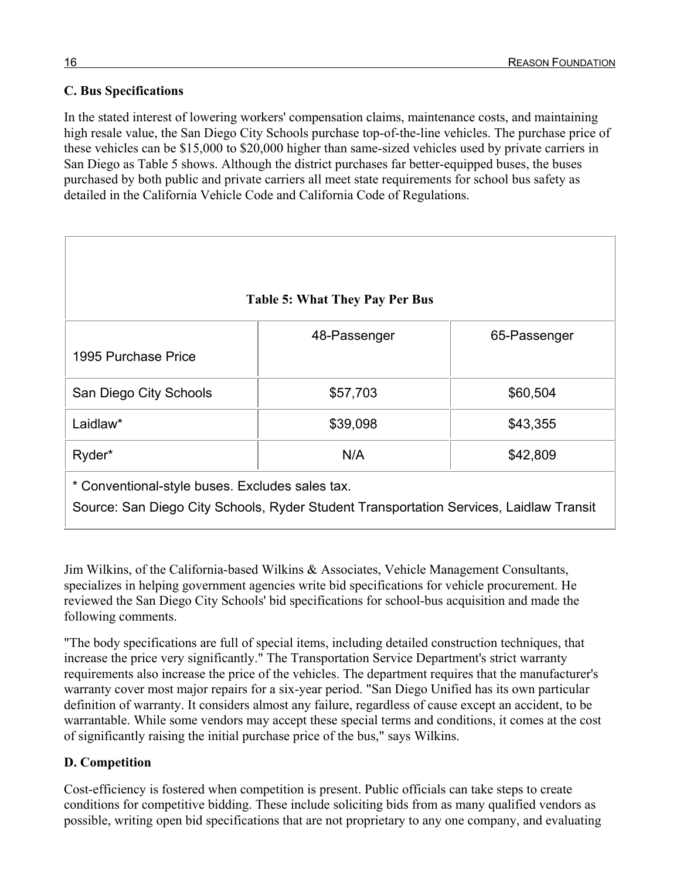### C. Bus Specifications

In the stated interest of lowering workers' compensation claims, maintenance costs, and maintaining high resale value, the San Diego City Schools purchase top-of-the-line vehicles. The purchase price of these vehicles can be $15,000 to $20,000 higher than same-sized vehicles used by private carriers in San Diego as Table 5 shows. Although the district purchases far better-equipped buses, the buses purchased by both public and private carriers all meet state requirements for school bus safety as detailed in the California Vehicle Code and California Code of Regulations.

**Table 5: What They Pay Per Bus**

| 1995 Purchase Price | 48-Passenger | 65-Passenger |
|---|---|---|
| San Diego City Schools | $57,703 | $60,504 |
| Laidlaw* | $39,098 | $43,355 |
| Ryder* | N/A | $42,809 |

\* Conventional-style buses. Excludes sales tax.

Source: San Diego City Schools, Ryder Student Transportation Services, Laidlaw Transit

Jim Wilkins, of the California-based Wilkins & Associates, Vehicle Management Consultants, specializes in helping government agencies write bid specifications for vehicle procurement. He reviewed the San Diego City Schools' bid specifications for school-bus acquisition and made the following comments.

"The body specifications are full of special items, including detailed construction techniques, that increase the price very significantly." The Transportation Service Department's strict warranty requirements also increase the price of the vehicles. The department requires that the manufacturer's warranty cover most major repairs for a six-year period. "San Diego Unified has its own particular definition of warranty. It considers almost any failure, regardless of cause except an accident, to be warrantable. While some vendors may accept these special terms and conditions, it comes at the cost of significantly raising the initial purchase price of the bus," says Wilkins.

### D. Competition

Cost-efficiency is fostered when competition is present. Public officials can take steps to create conditions for competitive bidding. These include soliciting bids from as many qualified vendors as possible, writing open bid specifications that are not proprietary to any one company, and evaluating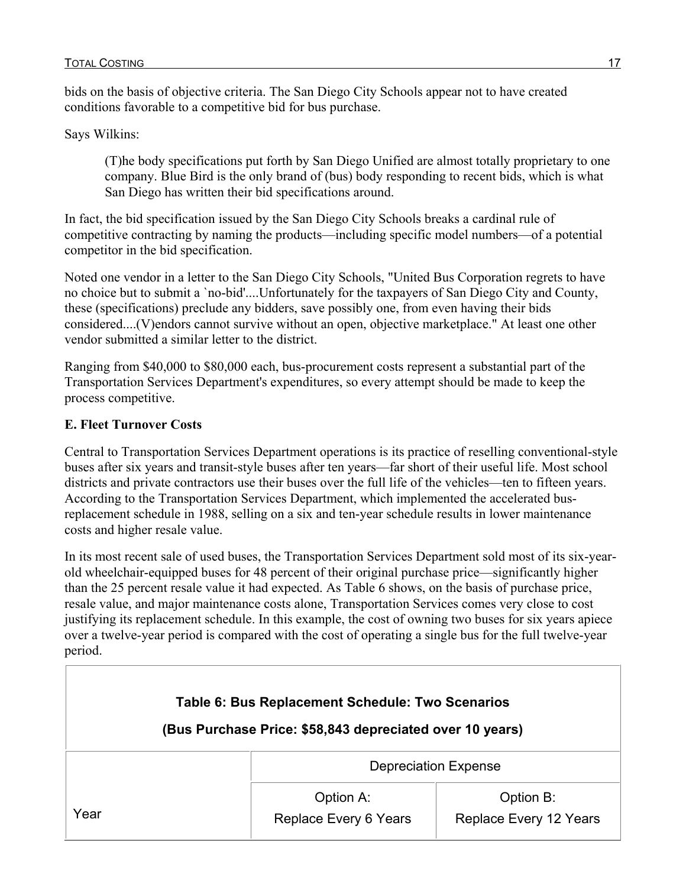bids on the basis of objective criteria. The San Diego City Schools appear not to have created conditions favorable to a competitive bid for bus purchase.

Says Wilkins:

> (T)he body specifications put forth by San Diego Unified are almost totally proprietary to one company. Blue Bird is the only brand of (bus) body responding to recent bids, which is what San Diego has written their bid specifications around.

In fact, the bid specification issued by the San Diego City Schools breaks a cardinal rule of competitive contracting by naming the products—including specific model numbers—of a potential competitor in the bid specification.

Noted one vendor in a letter to the San Diego City Schools, "United Bus Corporation regrets to have no choice but to submit a `no-bid'....Unfortunately for the taxpayers of San Diego City and County, these (specifications) preclude any bidders, save possibly one, from even having their bids considered....(V)endors cannot survive without an open, objective marketplace." At least one other vendor submitted a similar letter to the district.

Ranging from $40,000 to $80,000 each, bus-procurement costs represent a substantial part of the Transportation Services Department's expenditures, so every attempt should be made to keep the process competitive.

**E. Fleet Turnover Costs**

Central to Transportation Services Department operations is its practice of reselling conventional-style buses after six years and transit-style buses after ten years—far short of their useful life. Most school districts and private contractors use their buses over the full life of the vehicles—ten to fifteen years. According to the Transportation Services Department, which implemented the accelerated bus-replacement schedule in 1988, selling on a six and ten-year schedule results in lower maintenance costs and higher resale value.

In its most recent sale of used buses, the Transportation Services Department sold most of its six-year-old wheelchair-equipped buses for 48 percent of their original purchase price—significantly higher than the 25 percent resale value it had expected. As Table 6 shows, on the basis of purchase price, resale value, and major maintenance costs alone, Transportation Services comes very close to cost justifying its replacement schedule. In this example, the cost of owning two buses for six years apiece over a twelve-year period is compared with the cost of operating a single bus for the full twelve-year period.

**Table 6: Bus Replacement Schedule: Two Scenarios**

**(Bus Purchase Price: $58,843 depreciated over 10 years)**

| Year | Depreciation Expense | |
|---|---|---|
| | Option A: Replace Every 6 Years | Option B: Replace Every 12 Years |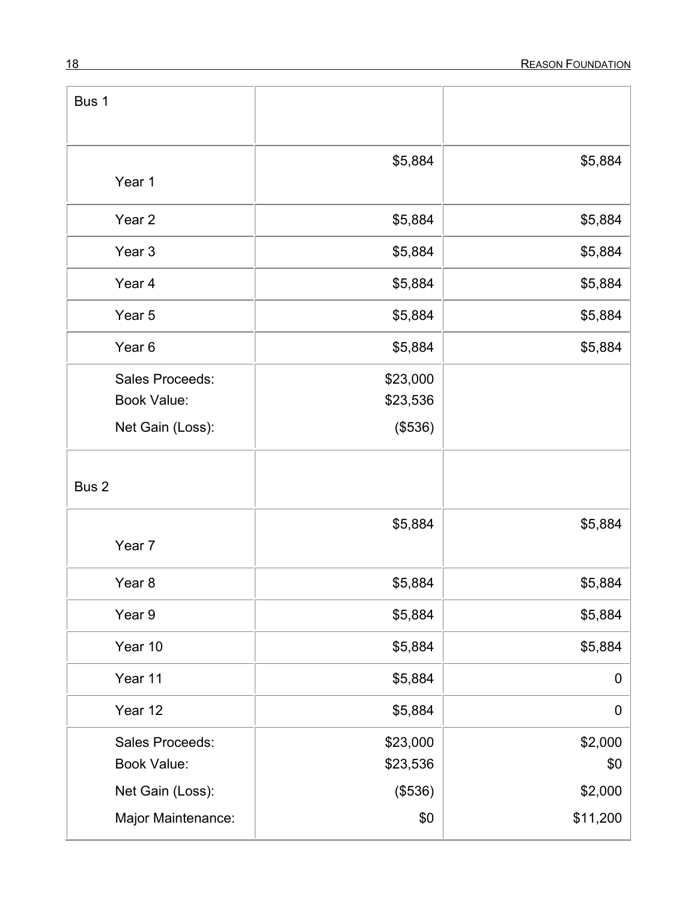| Bus 1 | | |
|---|---|---|
| Year 1 | $5,884 | $5,884 |
| Year 2 | $5,884 | $5,884 |
| Year 3 | $5,884 | $5,884 |
| Year 4 | $5,884 | $5,884 |
| Year 5 | $5,884 | $5,884 |
| Year 6 | $5,884 | $5,884 |
| Sales Proceeds:<br>Book Value:<br>Net Gain (Loss): | $23,000<br>$23,536<br>($536) | |
| Bus 2 | | |
| Year 7 | $5,884 | $5,884 |
| Year 8 | $5,884 | $5,884 |
| Year 9 | $5,884 | $5,884 |
| Year 10 | $5,884 | $5,884 |
| Year 11 | $5,884 | 0 |
| Year 12 | $5,884 | 0 |
| Sales Proceeds:<br>Book Value:<br>Net Gain (Loss):<br>Major Maintenance: | $23,000<br>$23,536<br>($536)<br>$0 | $2,000<br>$0<br>$2,000<br>$11,200 |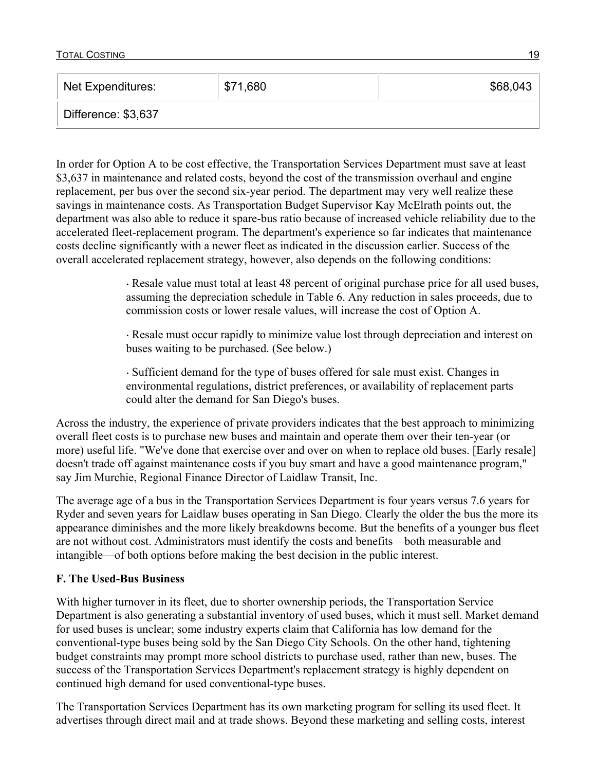| Net Expenditures: | $71,680 | $68,043 |
|---|---|---|
| Difference: $3,637 | | |

In order for Option A to be cost effective, the Transportation Services Department must save at least $3,637 in maintenance and related costs, beyond the cost of the transmission overhaul and engine replacement, per bus over the second six-year period. The department may very well realize these savings in maintenance costs. As Transportation Budget Supervisor Kay McElrath points out, the department was also able to reduce it spare-bus ratio because of increased vehicle reliability due to the accelerated fleet-replacement program. The department's experience so far indicates that maintenance costs decline significantly with a newer fleet as indicated in the discussion earlier. Success of the overall accelerated replacement strategy, however, also depends on the following conditions:

- Resale value must total at least 48 percent of original purchase price for all used buses, assuming the depreciation schedule in Table 6. Any reduction in sales proceeds, due to commission costs or lower resale values, will increase the cost of Option A.
- Resale must occur rapidly to minimize value lost through depreciation and interest on buses waiting to be purchased. (See below.)
- Sufficient demand for the type of buses offered for sale must exist. Changes in environmental regulations, district preferences, or availability of replacement parts could alter the demand for San Diego's buses.

Across the industry, the experience of private providers indicates that the best approach to minimizing overall fleet costs is to purchase new buses and maintain and operate them over their ten-year (or more) useful life. "We've done that exercise over and over on when to replace old buses. [Early resale] doesn't trade off against maintenance costs if you buy smart and have a good maintenance program," say Jim Murchie, Regional Finance Director of Laidlaw Transit, Inc.

The average age of a bus in the Transportation Services Department is four years versus 7.6 years for Ryder and seven years for Laidlaw buses operating in San Diego. Clearly the older the bus the more its appearance diminishes and the more likely breakdowns become. But the benefits of a younger bus fleet are not without cost. Administrators must identify the costs and benefits—both measurable and intangible—of both options before making the best decision in the public interest.

**F. The Used-Bus Business**

With higher turnover in its fleet, due to shorter ownership periods, the Transportation Service Department is also generating a substantial inventory of used buses, which it must sell. Market demand for used buses is unclear; some industry experts claim that California has low demand for the conventional-type buses being sold by the San Diego City Schools. On the other hand, tightening budget constraints may prompt more school districts to purchase used, rather than new, buses. The success of the Transportation Services Department's replacement strategy is highly dependent on continued high demand for used conventional-type buses.

The Transportation Services Department has its own marketing program for selling its used fleet. It advertises through direct mail and at trade shows. Beyond these marketing and selling costs, interest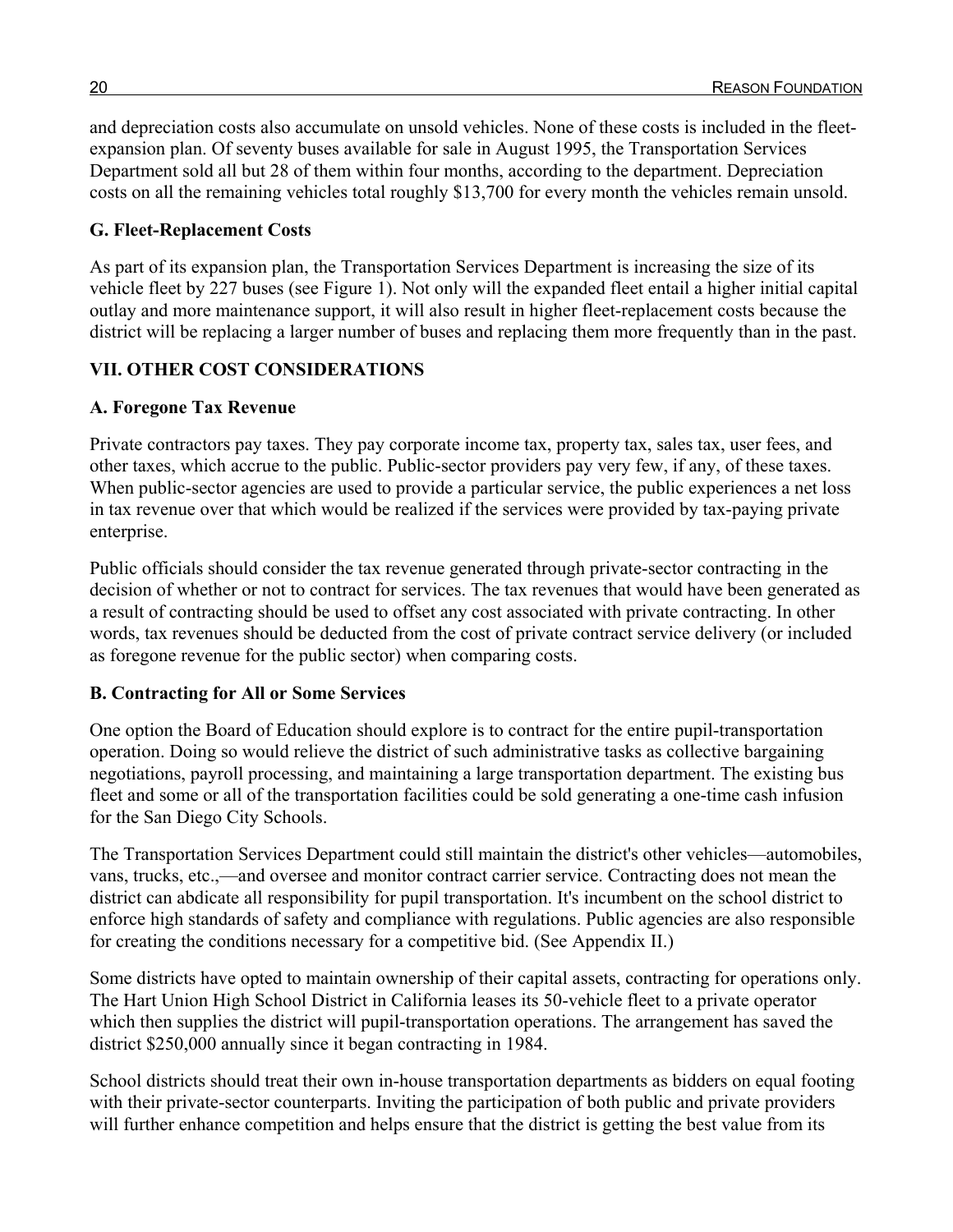and depreciation costs also accumulate on unsold vehicles. None of these costs is included in the fleet-expansion plan. Of seventy buses available for sale in August 1995, the Transportation Services Department sold all but 28 of them within four months, according to the department. Depreciation costs on all the remaining vehicles total roughly $13,700 for every month the vehicles remain unsold.

### G. Fleet-Replacement Costs

As part of its expansion plan, the Transportation Services Department is increasing the size of its vehicle fleet by 227 buses (see Figure 1). Not only will the expanded fleet entail a higher initial capital outlay and more maintenance support, it will also result in higher fleet-replacement costs because the district will be replacing a larger number of buses and replacing them more frequently than in the past.

## VII. OTHER COST CONSIDERATIONS

### A. Foregone Tax Revenue

Private contractors pay taxes. They pay corporate income tax, property tax, sales tax, user fees, and other taxes, which accrue to the public. Public-sector providers pay very few, if any, of these taxes. When public-sector agencies are used to provide a particular service, the public experiences a net loss in tax revenue over that which would be realized if the services were provided by tax-paying private enterprise.

Public officials should consider the tax revenue generated through private-sector contracting in the decision of whether or not to contract for services. The tax revenues that would have been generated as a result of contracting should be used to offset any cost associated with private contracting. In other words, tax revenues should be deducted from the cost of private contract service delivery (or included as foregone revenue for the public sector) when comparing costs.

### B. Contracting for All or Some Services

One option the Board of Education should explore is to contract for the entire pupil-transportation operation. Doing so would relieve the district of such administrative tasks as collective bargaining negotiations, payroll processing, and maintaining a large transportation department. The existing bus fleet and some or all of the transportation facilities could be sold generating a one-time cash infusion for the San Diego City Schools.

The Transportation Services Department could still maintain the district's other vehicles—automobiles, vans, trucks, etc.,—and oversee and monitor contract carrier service. Contracting does not mean the district can abdicate all responsibility for pupil transportation. It's incumbent on the school district to enforce high standards of safety and compliance with regulations. Public agencies are also responsible for creating the conditions necessary for a competitive bid. (See Appendix II.)

Some districts have opted to maintain ownership of their capital assets, contracting for operations only. The Hart Union High School District in California leases its 50-vehicle fleet to a private operator which then supplies the district will pupil-transportation operations. The arrangement has saved the district $250,000 annually since it began contracting in 1984.

School districts should treat their own in-house transportation departments as bidders on equal footing with their private-sector counterparts. Inviting the participation of both public and private providers will further enhance competition and helps ensure that the district is getting the best value from its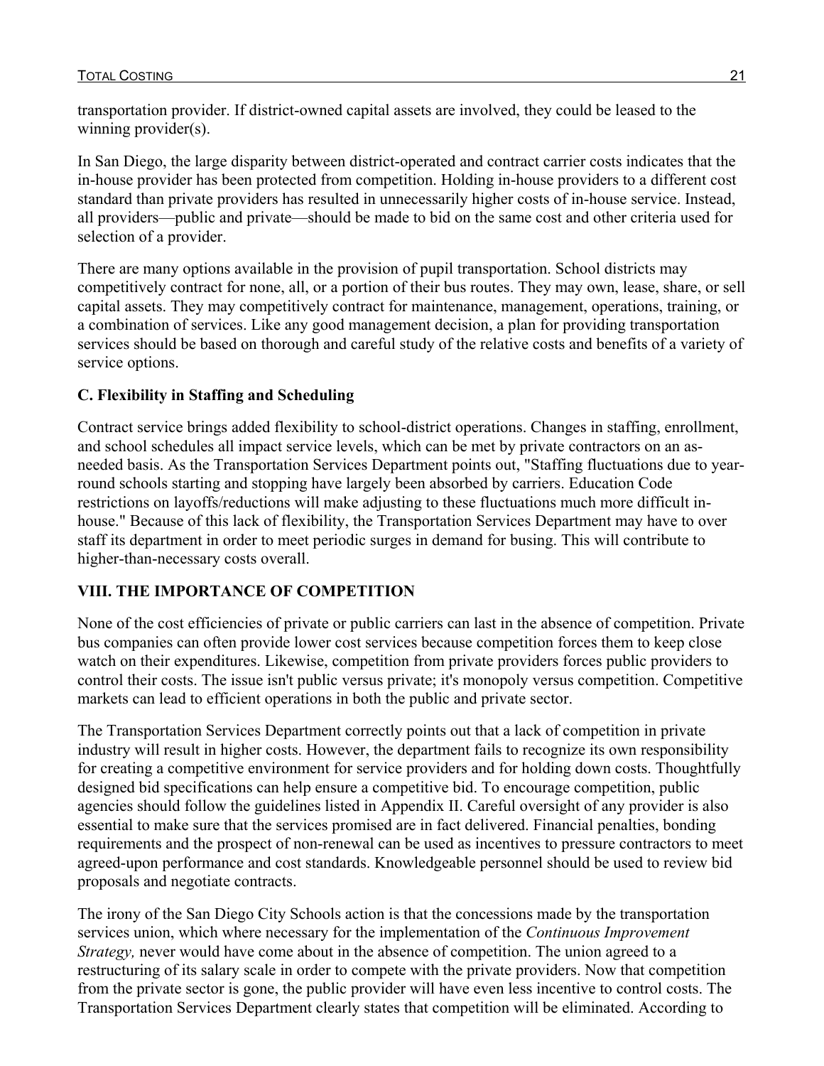transportation provider. If district-owned capital assets are involved, they could be leased to the winning provider(s).

In San Diego, the large disparity between district-operated and contract carrier costs indicates that the in-house provider has been protected from competition. Holding in-house providers to a different cost standard than private providers has resulted in unnecessarily higher costs of in-house service. Instead, all providers—public and private—should be made to bid on the same cost and other criteria used for selection of a provider.

There are many options available in the provision of pupil transportation. School districts may competitively contract for none, all, or a portion of their bus routes. They may own, lease, share, or sell capital assets. They may competitively contract for maintenance, management, operations, training, or a combination of services. Like any good management decision, a plan for providing transportation services should be based on thorough and careful study of the relative costs and benefits of a variety of service options.

### C. Flexibility in Staffing and Scheduling

Contract service brings added flexibility to school-district operations. Changes in staffing, enrollment, and school schedules all impact service levels, which can be met by private contractors on an as-needed basis. As the Transportation Services Department points out, "Staffing fluctuations due to year-round schools starting and stopping have largely been absorbed by carriers. Education Code restrictions on layoffs/reductions will make adjusting to these fluctuations much more difficult in-house." Because of this lack of flexibility, the Transportation Services Department may have to over staff its department in order to meet periodic surges in demand for busing. This will contribute to higher-than-necessary costs overall.

## VIII. THE IMPORTANCE OF COMPETITION

None of the cost efficiencies of private or public carriers can last in the absence of competition. Private bus companies can often provide lower cost services because competition forces them to keep close watch on their expenditures. Likewise, competition from private providers forces public providers to control their costs. The issue isn't public versus private; it's monopoly versus competition. Competitive markets can lead to efficient operations in both the public and private sector.

The Transportation Services Department correctly points out that a lack of competition in private industry will result in higher costs. However, the department fails to recognize its own responsibility for creating a competitive environment for service providers and for holding down costs. Thoughtfully designed bid specifications can help ensure a competitive bid. To encourage competition, public agencies should follow the guidelines listed in Appendix II. Careful oversight of any provider is also essential to make sure that the services promised are in fact delivered. Financial penalties, bonding requirements and the prospect of non-renewal can be used as incentives to pressure contractors to meet agreed-upon performance and cost standards. Knowledgeable personnel should be used to review bid proposals and negotiate contracts.

The irony of the San Diego City Schools action is that the concessions made by the transportation services union, which where necessary for the implementation of the *Continuous Improvement Strategy,* never would have come about in the absence of competition. The union agreed to a restructuring of its salary scale in order to compete with the private providers. Now that competition from the private sector is gone, the public provider will have even less incentive to control costs. The Transportation Services Department clearly states that competition will be eliminated. According to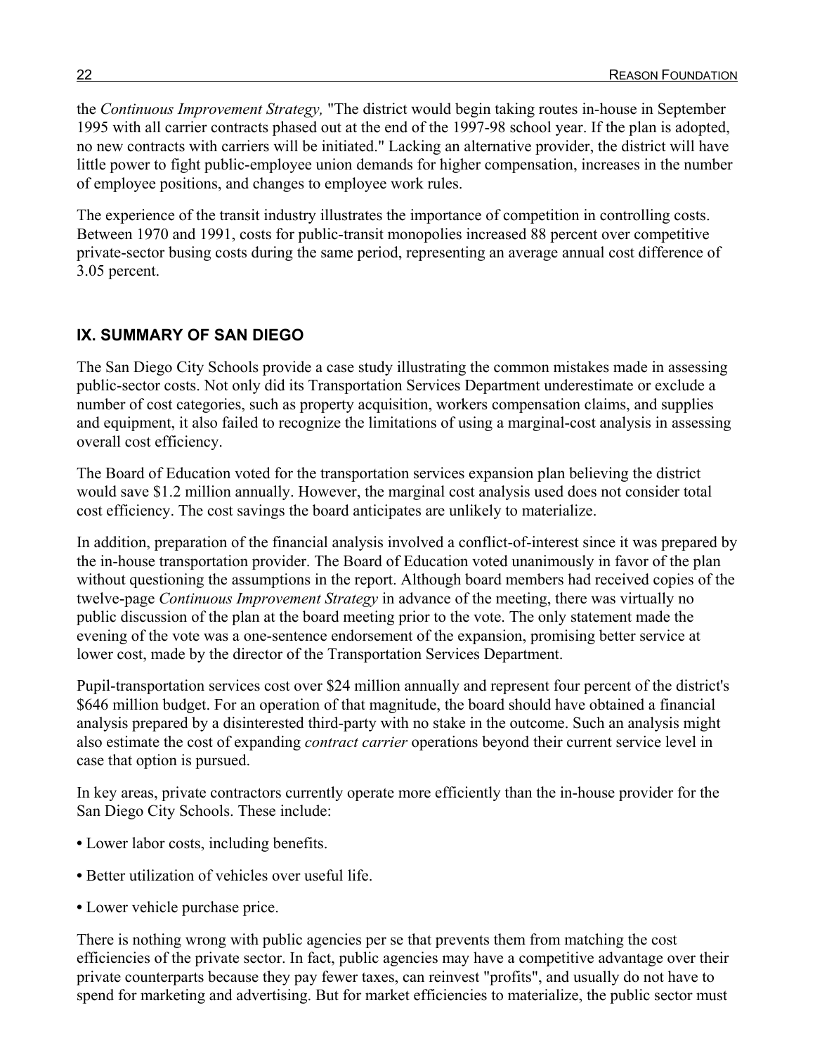the *Continuous Improvement Strategy,* "The district would begin taking routes in-house in September 1995 with all carrier contracts phased out at the end of the 1997-98 school year. If the plan is adopted, no new contracts with carriers will be initiated." Lacking an alternative provider, the district will have little power to fight public-employee union demands for higher compensation, increases in the number of employee positions, and changes to employee work rules.

The experience of the transit industry illustrates the importance of competition in controlling costs. Between 1970 and 1991, costs for public-transit monopolies increased 88 percent over competitive private-sector busing costs during the same period, representing an average annual cost difference of 3.05 percent.

## IX. SUMMARY OF SAN DIEGO

The San Diego City Schools provide a case study illustrating the common mistakes made in assessing public-sector costs. Not only did its Transportation Services Department underestimate or exclude a number of cost categories, such as property acquisition, workers compensation claims, and supplies and equipment, it also failed to recognize the limitations of using a marginal-cost analysis in assessing overall cost efficiency.

The Board of Education voted for the transportation services expansion plan believing the district would save $1.2 million annually. However, the marginal cost analysis used does not consider total cost efficiency. The cost savings the board anticipates are unlikely to materialize.

In addition, preparation of the financial analysis involved a conflict-of-interest since it was prepared by the in-house transportation provider. The Board of Education voted unanimously in favor of the plan without questioning the assumptions in the report. Although board members had received copies of the twelve-page *Continuous Improvement Strategy* in advance of the meeting, there was virtually no public discussion of the plan at the board meeting prior to the vote. The only statement made the evening of the vote was a one-sentence endorsement of the expansion, promising better service at lower cost, made by the director of the Transportation Services Department.

Pupil-transportation services cost over $24 million annually and represent four percent of the district's $646 million budget. For an operation of that magnitude, the board should have obtained a financial analysis prepared by a disinterested third-party with no stake in the outcome. Such an analysis might also estimate the cost of expanding *contract carrier* operations beyond their current service level in case that option is pursued.

In key areas, private contractors currently operate more efficiently than the in-house provider for the San Diego City Schools. These include:

- Lower labor costs, including benefits.
- Better utilization of vehicles over useful life.
- Lower vehicle purchase price.

There is nothing wrong with public agencies per se that prevents them from matching the cost efficiencies of the private sector. In fact, public agencies may have a competitive advantage over their private counterparts because they pay fewer taxes, can reinvest "profits", and usually do not have to spend for marketing and advertising. But for market efficiencies to materialize, the public sector must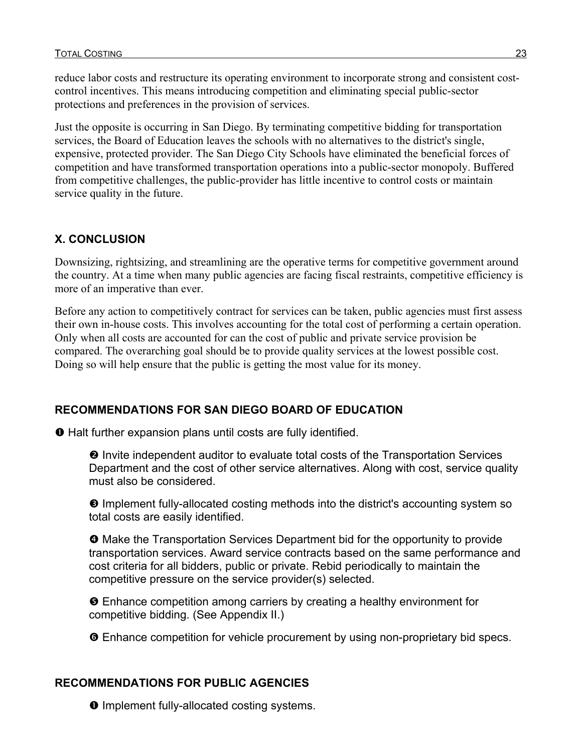reduce labor costs and restructure its operating environment to incorporate strong and consistent cost-control incentives. This means introducing competition and eliminating special public-sector protections and preferences in the provision of services.

Just the opposite is occurring in San Diego. By terminating competitive bidding for transportation services, the Board of Education leaves the schools with no alternatives to the district's single, expensive, protected provider. The San Diego City Schools have eliminated the beneficial forces of competition and have transformed transportation operations into a public-sector monopoly. Buffered from competitive challenges, the public-provider has little incentive to control costs or maintain service quality in the future.

## X. CONCLUSION

Downsizing, rightsizing, and streamlining are the operative terms for competitive government around the country. At a time when many public agencies are facing fiscal restraints, competitive efficiency is more of an imperative than ever.

Before any action to competitively contract for services can be taken, public agencies must first assess their own in-house costs. This involves accounting for the total cost of performing a certain operation. Only when all costs are accounted for can the cost of public and private service provision be compared. The overarching goal should be to provide quality services at the lowest possible cost. Doing so will help ensure that the public is getting the most value for its money.

### RECOMMENDATIONS FOR SAN DIEGO BOARD OF EDUCATION

❶ Halt further expansion plans until costs are fully identified.

❷ Invite independent auditor to evaluate total costs of the Transportation Services Department and the cost of other service alternatives. Along with cost, service quality must also be considered.

❸ Implement fully-allocated costing methods into the district's accounting system so total costs are easily identified.

❹ Make the Transportation Services Department bid for the opportunity to provide transportation services. Award service contracts based on the same performance and cost criteria for all bidders, public or private. Rebid periodically to maintain the competitive pressure on the service provider(s) selected.

❺ Enhance competition among carriers by creating a healthy environment for competitive bidding. (See Appendix II.)

❻ Enhance competition for vehicle procurement by using non-proprietary bid specs.

### RECOMMENDATIONS FOR PUBLIC AGENCIES

❶ Implement fully-allocated costing systems.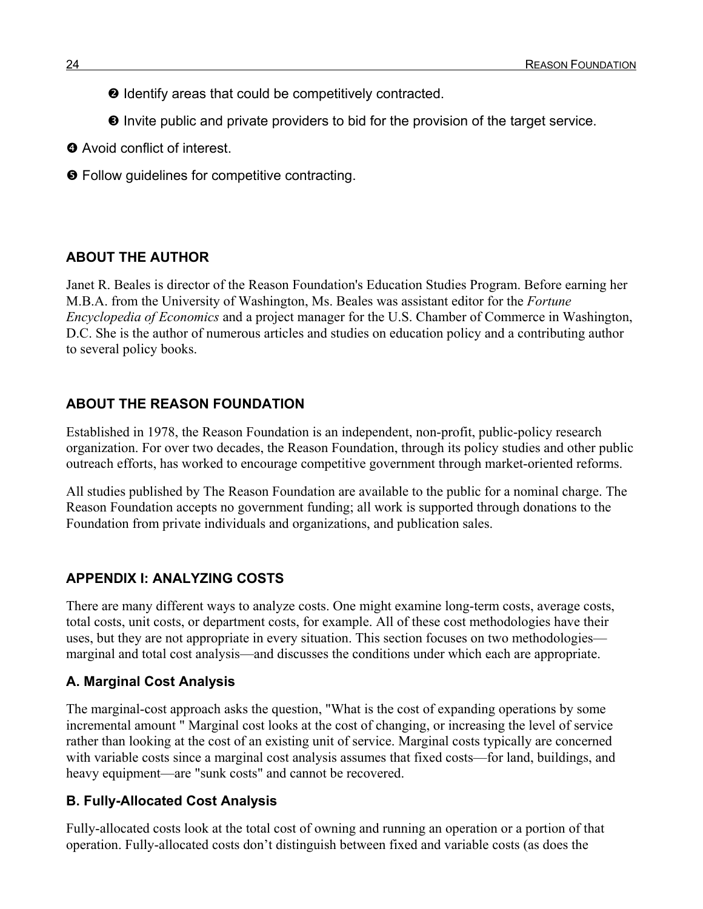❷ Identify areas that could be competitively contracted.

❸ Invite public and private providers to bid for the provision of the target service.

❹ Avoid conflict of interest.

❺ Follow guidelines for competitive contracting.

## ABOUT THE AUTHOR

Janet R. Beales is director of the Reason Foundation's Education Studies Program. Before earning her M.B.A. from the University of Washington, Ms. Beales was assistant editor for the *Fortune Encyclopedia of Economics* and a project manager for the U.S. Chamber of Commerce in Washington, D.C. She is the author of numerous articles and studies on education policy and a contributing author to several policy books.

## ABOUT THE REASON FOUNDATION

Established in 1978, the Reason Foundation is an independent, non-profit, public-policy research organization. For over two decades, the Reason Foundation, through its policy studies and other public outreach efforts, has worked to encourage competitive government through market-oriented reforms.

All studies published by The Reason Foundation are available to the public for a nominal charge. The Reason Foundation accepts no government funding; all work is supported through donations to the Foundation from private individuals and organizations, and publication sales.

## APPENDIX I: ANALYZING COSTS

There are many different ways to analyze costs. One might examine long-term costs, average costs, total costs, unit costs, or department costs, for example. All of these cost methodologies have their uses, but they are not appropriate in every situation. This section focuses on two methodologies—marginal and total cost analysis—and discusses the conditions under which each are appropriate.

### A. Marginal Cost Analysis

The marginal-cost approach asks the question, "What is the cost of expanding operations by some incremental amount " Marginal cost looks at the cost of changing, or increasing the level of service rather than looking at the cost of an existing unit of service. Marginal costs typically are concerned with variable costs since a marginal cost analysis assumes that fixed costs—for land, buildings, and heavy equipment—are "sunk costs" and cannot be recovered.

### B. Fully-Allocated Cost Analysis

Fully-allocated costs look at the total cost of owning and running an operation or a portion of that operation. Fully-allocated costs don't distinguish between fixed and variable costs (as does the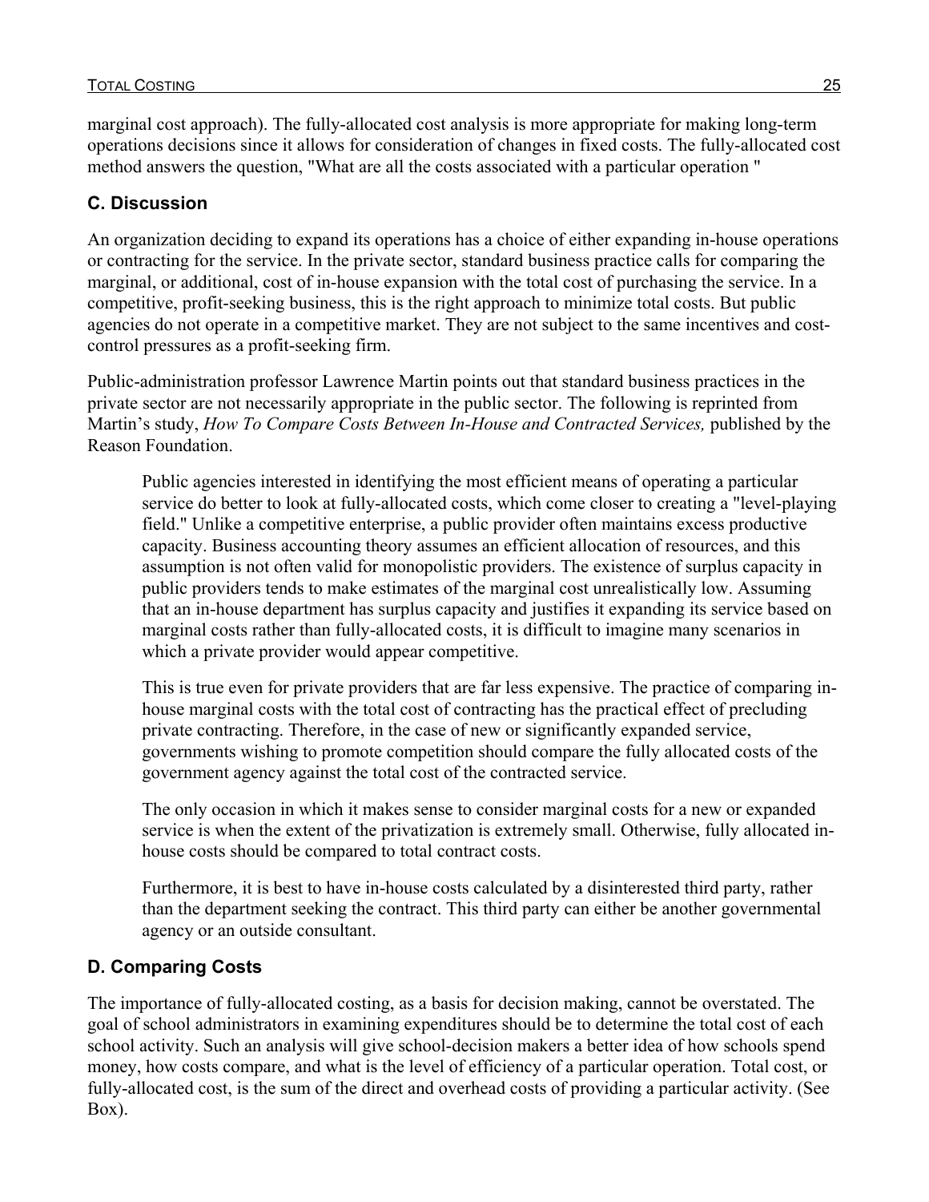marginal cost approach). The fully-allocated cost analysis is more appropriate for making long-term operations decisions since it allows for consideration of changes in fixed costs. The fully-allocated cost method answers the question, "What are all the costs associated with a particular operation "

### C. Discussion

An organization deciding to expand its operations has a choice of either expanding in-house operations or contracting for the service. In the private sector, standard business practice calls for comparing the marginal, or additional, cost of in-house expansion with the total cost of purchasing the service. In a competitive, profit-seeking business, this is the right approach to minimize total costs. But public agencies do not operate in a competitive market. They are not subject to the same incentives and cost-control pressures as a profit-seeking firm.

Public-administration professor Lawrence Martin points out that standard business practices in the private sector are not necessarily appropriate in the public sector. The following is reprinted from Martin's study, *How To Compare Costs Between In-House and Contracted Services,* published by the Reason Foundation.

> Public agencies interested in identifying the most efficient means of operating a particular service do better to look at fully-allocated costs, which come closer to creating a "level-playing field." Unlike a competitive enterprise, a public provider often maintains excess productive capacity. Business accounting theory assumes an efficient allocation of resources, and this assumption is not often valid for monopolistic providers. The existence of surplus capacity in public providers tends to make estimates of the marginal cost unrealistically low. Assuming that an in-house department has surplus capacity and justifies it expanding its service based on marginal costs rather than fully-allocated costs, it is difficult to imagine many scenarios in which a private provider would appear competitive.
>
> This is true even for private providers that are far less expensive. The practice of comparing in-house marginal costs with the total cost of contracting has the practical effect of precluding private contracting. Therefore, in the case of new or significantly expanded service, governments wishing to promote competition should compare the fully allocated costs of the government agency against the total cost of the contracted service.
>
> The only occasion in which it makes sense to consider marginal costs for a new or expanded service is when the extent of the privatization is extremely small. Otherwise, fully allocated in-house costs should be compared to total contract costs.
>
> Furthermore, it is best to have in-house costs calculated by a disinterested third party, rather than the department seeking the contract. This third party can either be another governmental agency or an outside consultant.

### D. Comparing Costs

The importance of fully-allocated costing, as a basis for decision making, cannot be overstated. The goal of school administrators in examining expenditures should be to determine the total cost of each school activity. Such an analysis will give school-decision makers a better idea of how schools spend money, how costs compare, and what is the level of efficiency of a particular operation. Total cost, or fully-allocated cost, is the sum of the direct and overhead costs of providing a particular activity. (See Box).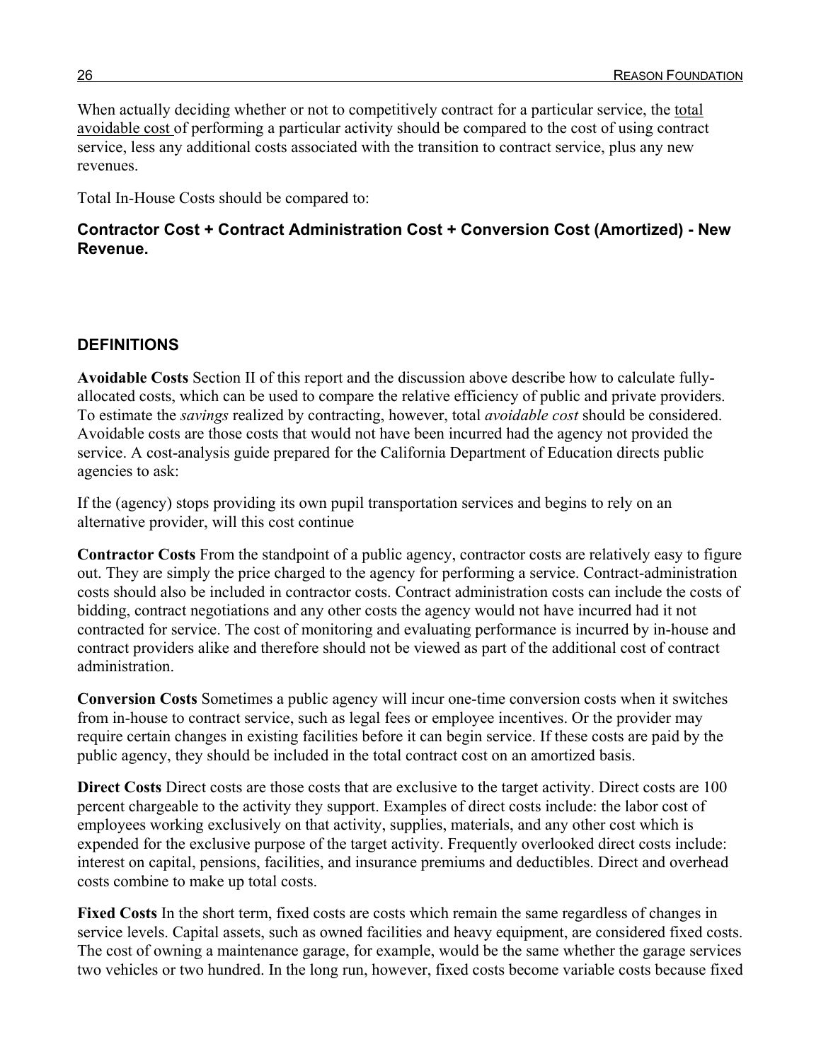When actually deciding whether or not to competitively contract for a particular service, the total avoidable cost of performing a particular activity should be compared to the cost of using contract service, less any additional costs associated with the transition to contract service, plus any new revenues.

Total In-House Costs should be compared to:

**Contractor Cost + Contract Administration Cost + Conversion Cost (Amortized) - New Revenue.**

## DEFINITIONS

**Avoidable Costs** Section II of this report and the discussion above describe how to calculate fully-allocated costs, which can be used to compare the relative efficiency of public and private providers. To estimate the *savings* realized by contracting, however, total *avoidable cost* should be considered. Avoidable costs are those costs that would not have been incurred had the agency not provided the service. A cost-analysis guide prepared for the California Department of Education directs public agencies to ask:

If the (agency) stops providing its own pupil transportation services and begins to rely on an alternative provider, will this cost continue

**Contractor Costs** From the standpoint of a public agency, contractor costs are relatively easy to figure out. They are simply the price charged to the agency for performing a service. Contract-administration costs should also be included in contractor costs. Contract administration costs can include the costs of bidding, contract negotiations and any other costs the agency would not have incurred had it not contracted for service. The cost of monitoring and evaluating performance is incurred by in-house and contract providers alike and therefore should not be viewed as part of the additional cost of contract administration.

**Conversion Costs** Sometimes a public agency will incur one-time conversion costs when it switches from in-house to contract service, such as legal fees or employee incentives. Or the provider may require certain changes in existing facilities before it can begin service. If these costs are paid by the public agency, they should be included in the total contract cost on an amortized basis.

**Direct Costs** Direct costs are those costs that are exclusive to the target activity. Direct costs are 100 percent chargeable to the activity they support. Examples of direct costs include: the labor cost of employees working exclusively on that activity, supplies, materials, and any other cost which is expended for the exclusive purpose of the target activity. Frequently overlooked direct costs include: interest on capital, pensions, facilities, and insurance premiums and deductibles. Direct and overhead costs combine to make up total costs.

**Fixed Costs** In the short term, fixed costs are costs which remain the same regardless of changes in service levels. Capital assets, such as owned facilities and heavy equipment, are considered fixed costs. The cost of owning a maintenance garage, for example, would be the same whether the garage services two vehicles or two hundred. In the long run, however, fixed costs become variable costs because fixed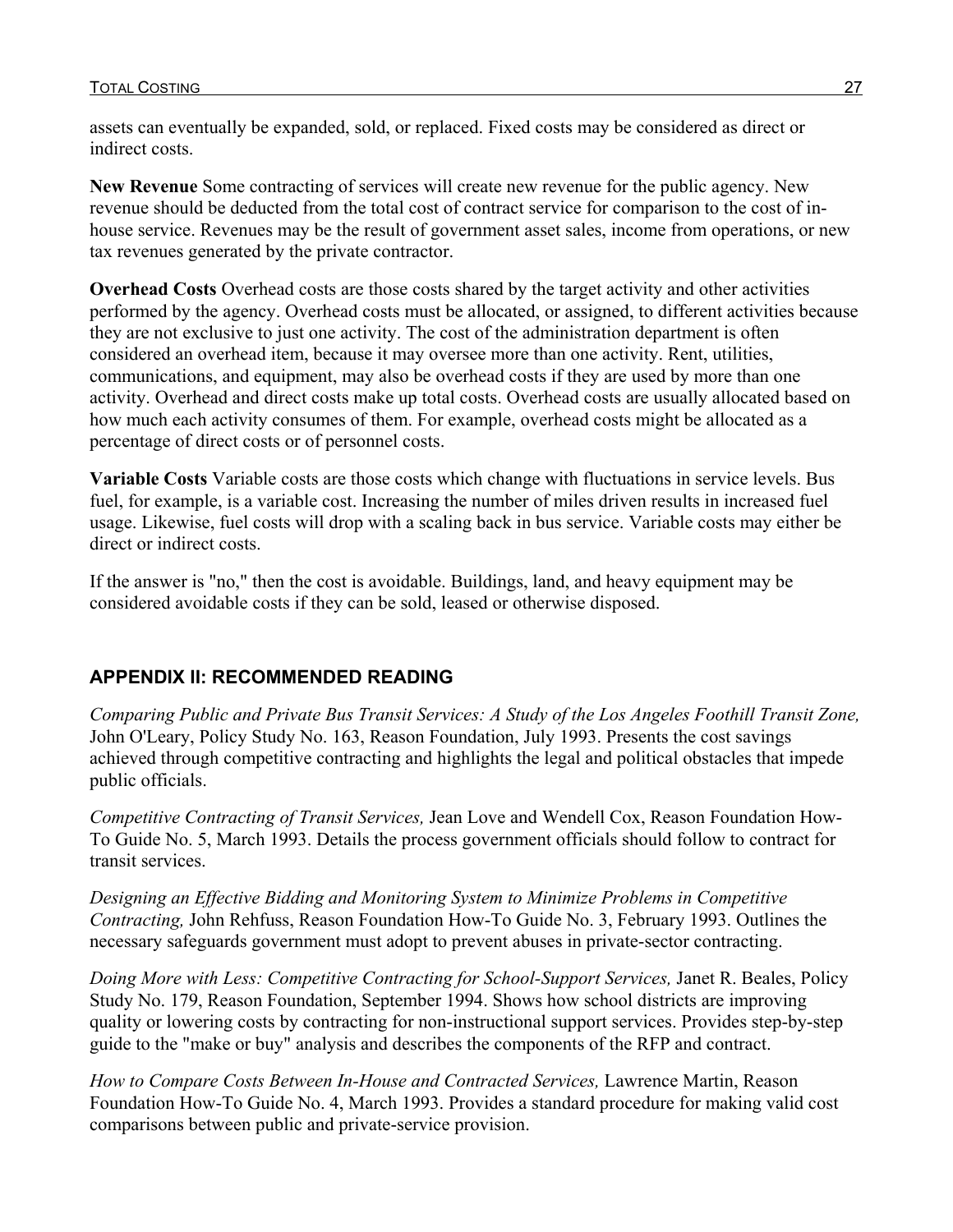assets can eventually be expanded, sold, or replaced. Fixed costs may be considered as direct or indirect costs.

**New Revenue** Some contracting of services will create new revenue for the public agency. New revenue should be deducted from the total cost of contract service for comparison to the cost of in-house service. Revenues may be the result of government asset sales, income from operations, or new tax revenues generated by the private contractor.

**Overhead Costs** Overhead costs are those costs shared by the target activity and other activities performed by the agency. Overhead costs must be allocated, or assigned, to different activities because they are not exclusive to just one activity. The cost of the administration department is often considered an overhead item, because it may oversee more than one activity. Rent, utilities, communications, and equipment, may also be overhead costs if they are used by more than one activity. Overhead and direct costs make up total costs. Overhead costs are usually allocated based on how much each activity consumes of them. For example, overhead costs might be allocated as a percentage of direct costs or of personnel costs.

**Variable Costs** Variable costs are those costs which change with fluctuations in service levels. Bus fuel, for example, is a variable cost. Increasing the number of miles driven results in increased fuel usage. Likewise, fuel costs will drop with a scaling back in bus service. Variable costs may either be direct or indirect costs.

If the answer is "no," then the cost is avoidable. Buildings, land, and heavy equipment may be considered avoidable costs if they can be sold, leased or otherwise disposed.

## APPENDIX II: RECOMMENDED READING

*Comparing Public and Private Bus Transit Services: A Study of the Los Angeles Foothill Transit Zone,* John O'Leary, Policy Study No. 163, Reason Foundation, July 1993. Presents the cost savings achieved through competitive contracting and highlights the legal and political obstacles that impede public officials.

*Competitive Contracting of Transit Services,* Jean Love and Wendell Cox, Reason Foundation How-To Guide No. 5, March 1993. Details the process government officials should follow to contract for transit services.

*Designing an Effective Bidding and Monitoring System to Minimize Problems in Competitive Contracting,* John Rehfuss, Reason Foundation How-To Guide No. 3, February 1993. Outlines the necessary safeguards government must adopt to prevent abuses in private-sector contracting.

*Doing More with Less: Competitive Contracting for School-Support Services,* Janet R. Beales, Policy Study No. 179, Reason Foundation, September 1994. Shows how school districts are improving quality or lowering costs by contracting for non-instructional support services. Provides step-by-step guide to the "make or buy" analysis and describes the components of the RFP and contract.

*How to Compare Costs Between In-House and Contracted Services,* Lawrence Martin, Reason Foundation How-To Guide No. 4, March 1993. Provides a standard procedure for making valid cost comparisons between public and private-service provision.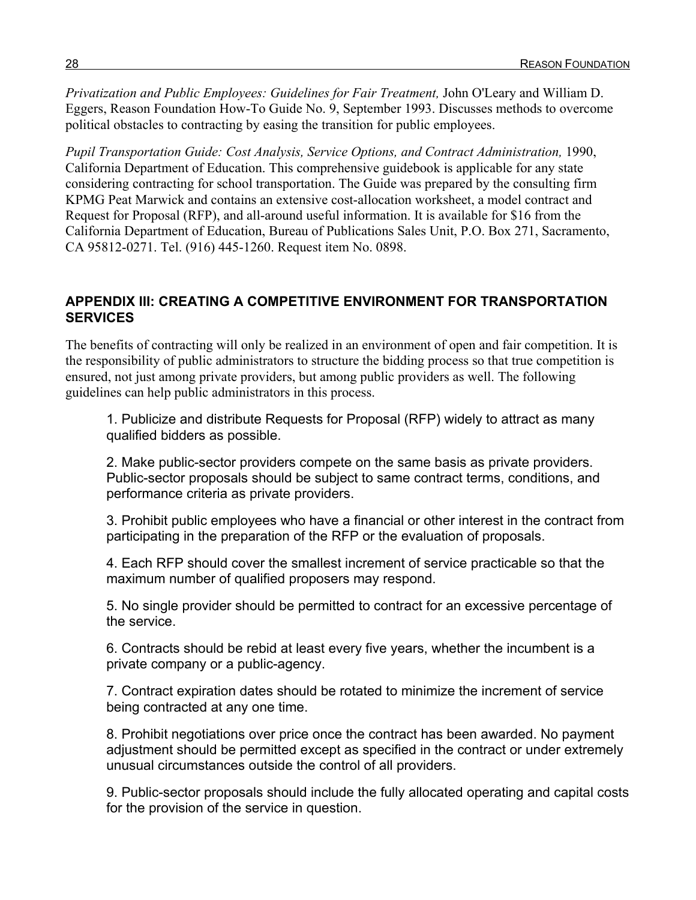*Privatization and Public Employees: Guidelines for Fair Treatment,* John O'Leary and William D. Eggers, Reason Foundation How-To Guide No. 9, September 1993. Discusses methods to overcome political obstacles to contracting by easing the transition for public employees.

*Pupil Transportation Guide: Cost Analysis, Service Options, and Contract Administration,* 1990, California Department of Education. This comprehensive guidebook is applicable for any state considering contracting for school transportation. The Guide was prepared by the consulting firm KPMG Peat Marwick and contains an extensive cost-allocation worksheet, a model contract and Request for Proposal (RFP), and all-around useful information. It is available for $16 from the California Department of Education, Bureau of Publications Sales Unit, P.O. Box 271, Sacramento, CA 95812-0271. Tel. (916) 445-1260. Request item No. 0898.

## APPENDIX III: CREATING A COMPETITIVE ENVIRONMENT FOR TRANSPORTATION SERVICES

The benefits of contracting will only be realized in an environment of open and fair competition. It is the responsibility of public administrators to structure the bidding process so that true competition is ensured, not just among private providers, but among public providers as well. The following guidelines can help public administrators in this process.

1. Publicize and distribute Requests for Proposal (RFP) widely to attract as many qualified bidders as possible.

2. Make public-sector providers compete on the same basis as private providers. Public-sector proposals should be subject to same contract terms, conditions, and performance criteria as private providers.

3. Prohibit public employees who have a financial or other interest in the contract from participating in the preparation of the RFP or the evaluation of proposals.

4. Each RFP should cover the smallest increment of service practicable so that the maximum number of qualified proposers may respond.

5. No single provider should be permitted to contract for an excessive percentage of the service.

6. Contracts should be rebid at least every five years, whether the incumbent is a private company or a public-agency.

7. Contract expiration dates should be rotated to minimize the increment of service being contracted at any one time.

8. Prohibit negotiations over price once the contract has been awarded. No payment adjustment should be permitted except as specified in the contract or under extremely unusual circumstances outside the control of all providers.

9. Public-sector proposals should include the fully allocated operating and capital costs for the provision of the service in question.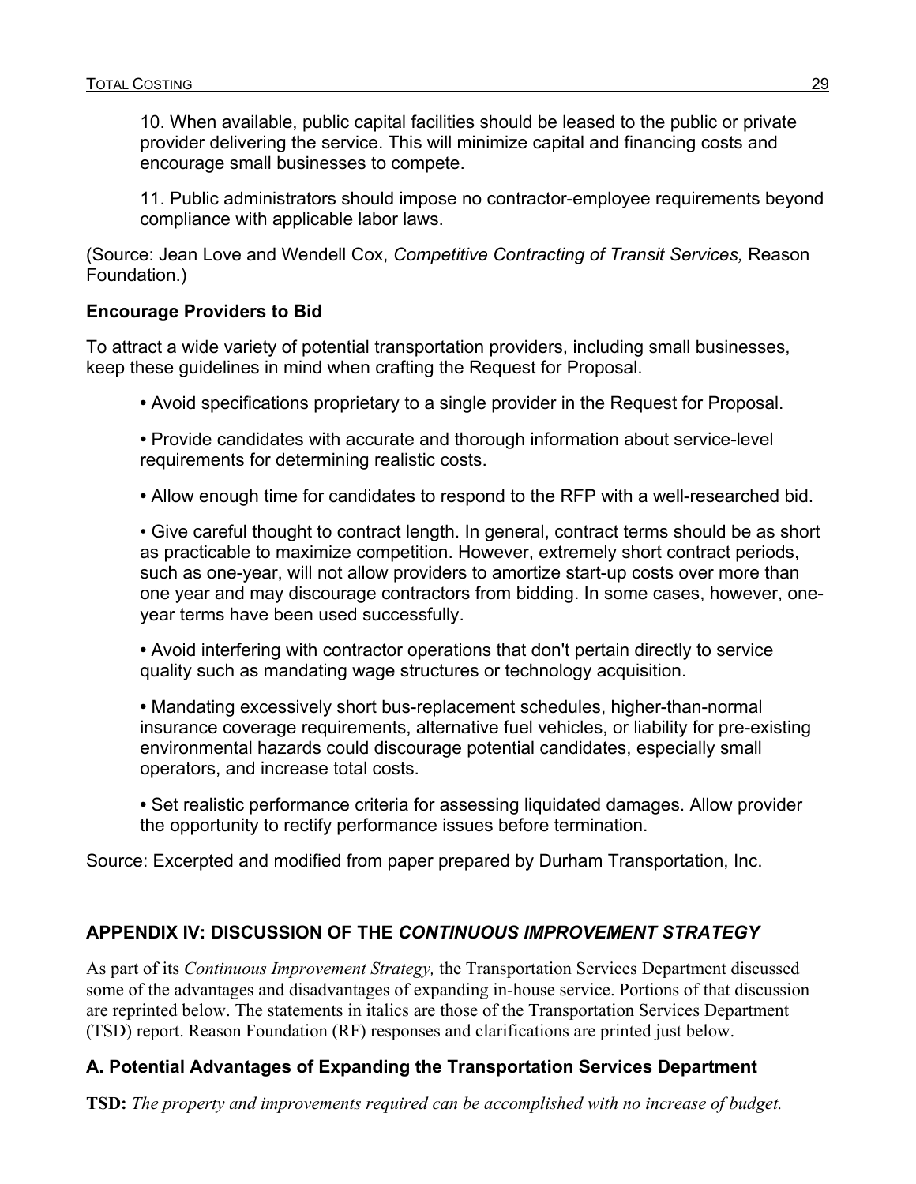10. When available, public capital facilities should be leased to the public or private provider delivering the service. This will minimize capital and financing costs and encourage small businesses to compete.

11. Public administrators should impose no contractor-employee requirements beyond compliance with applicable labor laws.

(Source: Jean Love and Wendell Cox, *Competitive Contracting of Transit Services,* Reason Foundation.)

**Encourage Providers to Bid**

To attract a wide variety of potential transportation providers, including small businesses, keep these guidelines in mind when crafting the Request for Proposal.

- Avoid specifications proprietary to a single provider in the Request for Proposal.
- Provide candidates with accurate and thorough information about service-level requirements for determining realistic costs.
- Allow enough time for candidates to respond to the RFP with a well-researched bid.
- Give careful thought to contract length. In general, contract terms should be as short as practicable to maximize competition. However, extremely short contract periods, such as one-year, will not allow providers to amortize start-up costs over more than one year and may discourage contractors from bidding. In some cases, however, one-year terms have been used successfully.
- Avoid interfering with contractor operations that don't pertain directly to service quality such as mandating wage structures or technology acquisition.
- Mandating excessively short bus-replacement schedules, higher-than-normal insurance coverage requirements, alternative fuel vehicles, or liability for pre-existing environmental hazards could discourage potential candidates, especially small operators, and increase total costs.
- Set realistic performance criteria for assessing liquidated damages. Allow provider the opportunity to rectify performance issues before termination.

Source: Excerpted and modified from paper prepared by Durham Transportation, Inc.

## APPENDIX IV: DISCUSSION OF THE *CONTINUOUS IMPROVEMENT STRATEGY*

As part of its *Continuous Improvement Strategy,* the Transportation Services Department discussed some of the advantages and disadvantages of expanding in-house service. Portions of that discussion are reprinted below. The statements in italics are those of the Transportation Services Department (TSD) report. Reason Foundation (RF) responses and clarifications are printed just below.

### A. Potential Advantages of Expanding the Transportation Services Department

**TSD:** *The property and improvements required can be accomplished with no increase of budget.*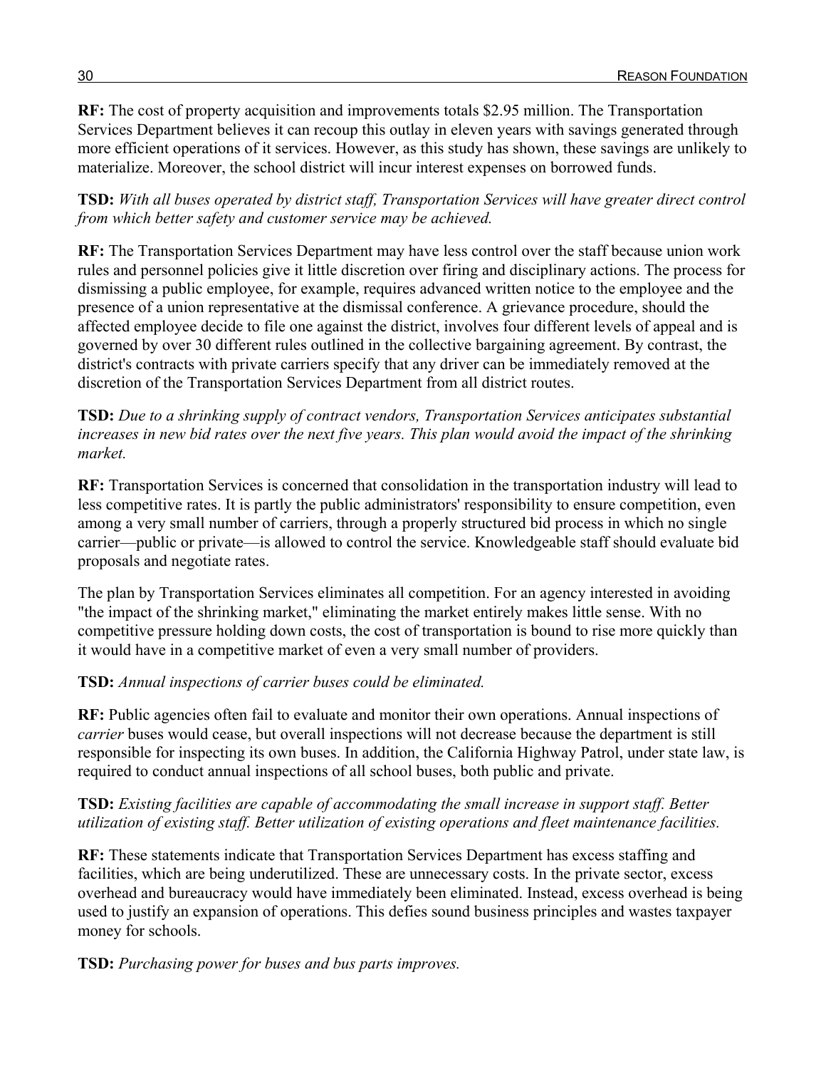**RF:** The cost of property acquisition and improvements totals $2.95 million. The Transportation Services Department believes it can recoup this outlay in eleven years with savings generated through more efficient operations of it services. However, as this study has shown, these savings are unlikely to materialize. Moreover, the school district will incur interest expenses on borrowed funds.

**TSD:** *With all buses operated by district staff, Transportation Services will have greater direct control from which better safety and customer service may be achieved.*

**RF:** The Transportation Services Department may have less control over the staff because union work rules and personnel policies give it little discretion over firing and disciplinary actions. The process for dismissing a public employee, for example, requires advanced written notice to the employee and the presence of a union representative at the dismissal conference. A grievance procedure, should the affected employee decide to file one against the district, involves four different levels of appeal and is governed by over 30 different rules outlined in the collective bargaining agreement. By contrast, the district's contracts with private carriers specify that any driver can be immediately removed at the discretion of the Transportation Services Department from all district routes.

**TSD:** *Due to a shrinking supply of contract vendors, Transportation Services anticipates substantial increases in new bid rates over the next five years. This plan would avoid the impact of the shrinking market.*

**RF:** Transportation Services is concerned that consolidation in the transportation industry will lead to less competitive rates. It is partly the public administrators' responsibility to ensure competition, even among a very small number of carriers, through a properly structured bid process in which no single carrier—public or private—is allowed to control the service. Knowledgeable staff should evaluate bid proposals and negotiate rates.

The plan by Transportation Services eliminates all competition. For an agency interested in avoiding "the impact of the shrinking market," eliminating the market entirely makes little sense. With no competitive pressure holding down costs, the cost of transportation is bound to rise more quickly than it would have in a competitive market of even a very small number of providers.

**TSD:** *Annual inspections of carrier buses could be eliminated.*

**RF:** Public agencies often fail to evaluate and monitor their own operations. Annual inspections of *carrier* buses would cease, but overall inspections will not decrease because the department is still responsible for inspecting its own buses. In addition, the California Highway Patrol, under state law, is required to conduct annual inspections of all school buses, both public and private.

**TSD:** *Existing facilities are capable of accommodating the small increase in support staff. Better utilization of existing staff. Better utilization of existing operations and fleet maintenance facilities.*

**RF:** These statements indicate that Transportation Services Department has excess staffing and facilities, which are being underutilized. These are unnecessary costs. In the private sector, excess overhead and bureaucracy would have immediately been eliminated. Instead, excess overhead is being used to justify an expansion of operations. This defies sound business principles and wastes taxpayer money for schools.

**TSD:** *Purchasing power for buses and bus parts improves.*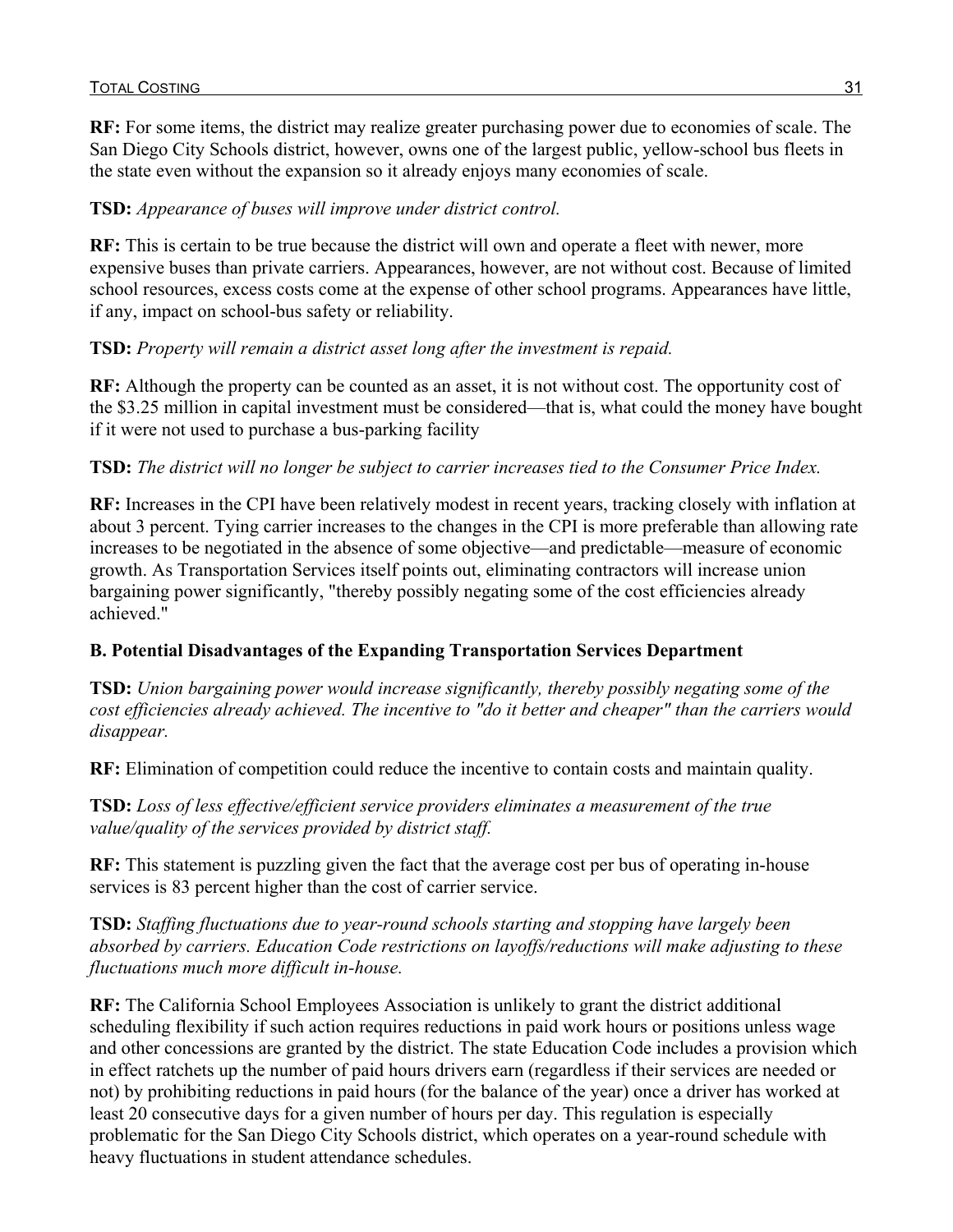**RF:** For some items, the district may realize greater purchasing power due to economies of scale. The San Diego City Schools district, however, owns one of the largest public, yellow-school bus fleets in the state even without the expansion so it already enjoys many economies of scale.

**TSD:** *Appearance of buses will improve under district control.*

**RF:** This is certain to be true because the district will own and operate a fleet with newer, more expensive buses than private carriers. Appearances, however, are not without cost. Because of limited school resources, excess costs come at the expense of other school programs. Appearances have little, if any, impact on school-bus safety or reliability.

**TSD:** *Property will remain a district asset long after the investment is repaid.*

**RF:** Although the property can be counted as an asset, it is not without cost. The opportunity cost of the $3.25 million in capital investment must be considered—that is, what could the money have bought if it were not used to purchase a bus-parking facility

**TSD:** *The district will no longer be subject to carrier increases tied to the Consumer Price Index.*

**RF:** Increases in the CPI have been relatively modest in recent years, tracking closely with inflation at about 3 percent. Tying carrier increases to the changes in the CPI is more preferable than allowing rate increases to be negotiated in the absence of some objective—and predictable—measure of economic growth. As Transportation Services itself points out, eliminating contractors will increase union bargaining power significantly, "thereby possibly negating some of the cost efficiencies already achieved."

**B. Potential Disadvantages of the Expanding Transportation Services Department**

**TSD:** *Union bargaining power would increase significantly, thereby possibly negating some of the cost efficiencies already achieved. The incentive to "do it better and cheaper" than the carriers would disappear.*

**RF:** Elimination of competition could reduce the incentive to contain costs and maintain quality.

**TSD:** *Loss of less effective/efficient service providers eliminates a measurement of the true value/quality of the services provided by district staff.*

**RF:** This statement is puzzling given the fact that the average cost per bus of operating in-house services is 83 percent higher than the cost of carrier service.

**TSD:** *Staffing fluctuations due to year-round schools starting and stopping have largely been absorbed by carriers. Education Code restrictions on layoffs/reductions will make adjusting to these fluctuations much more difficult in-house.*

**RF:** The California School Employees Association is unlikely to grant the district additional scheduling flexibility if such action requires reductions in paid work hours or positions unless wage and other concessions are granted by the district. The state Education Code includes a provision which in effect ratchets up the number of paid hours drivers earn (regardless if their services are needed or not) by prohibiting reductions in paid hours (for the balance of the year) once a driver has worked at least 20 consecutive days for a given number of hours per day. This regulation is especially problematic for the San Diego City Schools district, which operates on a year-round schedule with heavy fluctuations in student attendance schedules.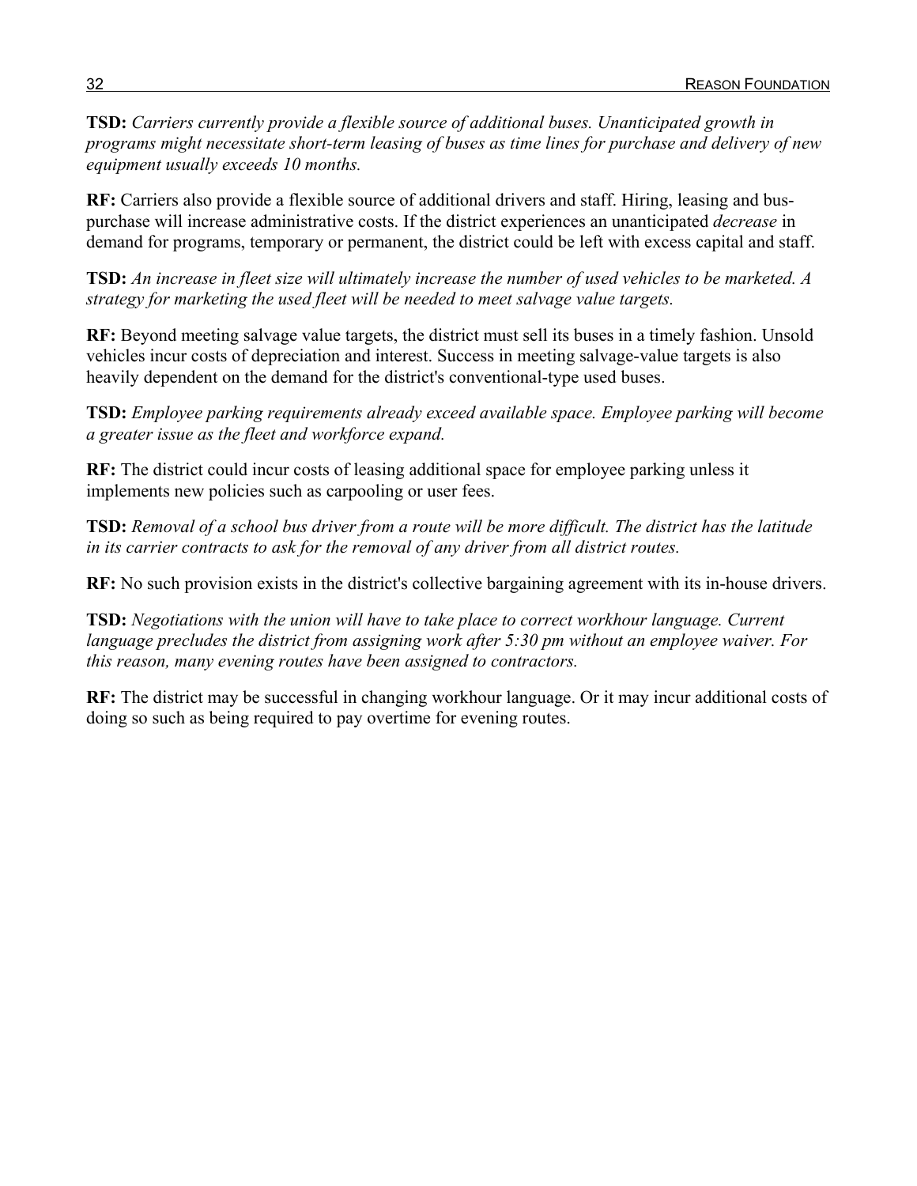**TSD:** *Carriers currently provide a flexible source of additional buses. Unanticipated growth in programs might necessitate short-term leasing of buses as time lines for purchase and delivery of new equipment usually exceeds 10 months.*

**RF:** Carriers also provide a flexible source of additional drivers and staff. Hiring, leasing and bus-purchase will increase administrative costs. If the district experiences an unanticipated *decrease* in demand for programs, temporary or permanent, the district could be left with excess capital and staff.

**TSD:** *An increase in fleet size will ultimately increase the number of used vehicles to be marketed. A strategy for marketing the used fleet will be needed to meet salvage value targets.*

**RF:** Beyond meeting salvage value targets, the district must sell its buses in a timely fashion. Unsold vehicles incur costs of depreciation and interest. Success in meeting salvage-value targets is also heavily dependent on the demand for the district's conventional-type used buses.

**TSD:** *Employee parking requirements already exceed available space. Employee parking will become a greater issue as the fleet and workforce expand.*

**RF:** The district could incur costs of leasing additional space for employee parking unless it implements new policies such as carpooling or user fees.

**TSD:** *Removal of a school bus driver from a route will be more difficult. The district has the latitude in its carrier contracts to ask for the removal of any driver from all district routes.*

**RF:** No such provision exists in the district's collective bargaining agreement with its in-house drivers.

**TSD:** *Negotiations with the union will have to take place to correct workhour language. Current language precludes the district from assigning work after 5:30 pm without an employee waiver. For this reason, many evening routes have been assigned to contractors.*

**RF:** The district may be successful in changing workhour language. Or it may incur additional costs of doing so such as being required to pay overtime for evening routes.